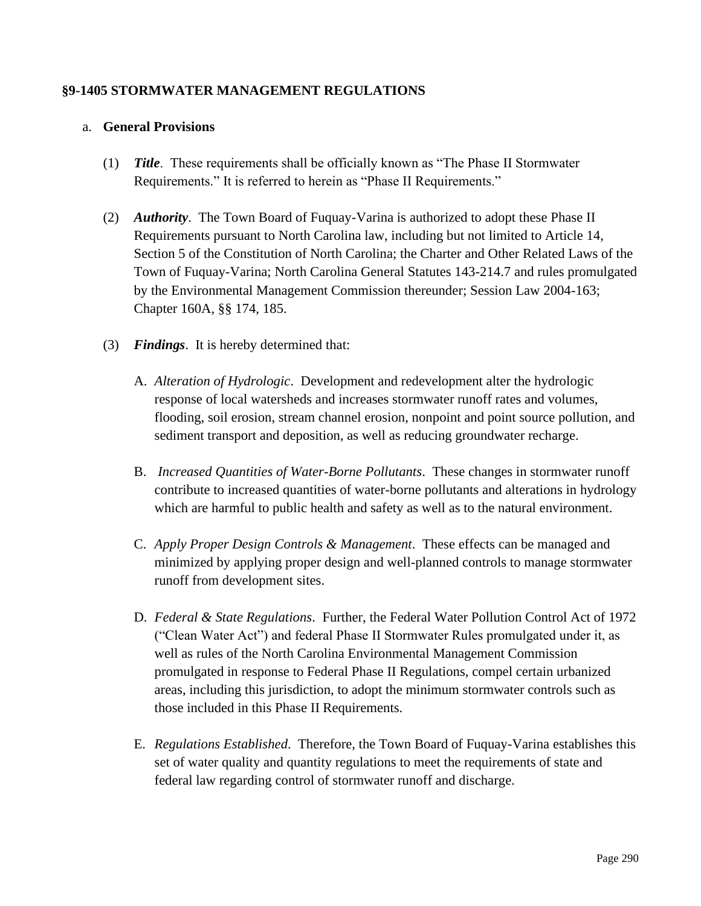## §9-1405 STORMWATER MANAGEMENT REGULATIONS

a. **General Provisions**

(1) ***Title***. These requirements shall be officially known as "The Phase II Stormwater Requirements." It is referred to herein as "Phase II Requirements."

(2) ***Authority***. The Town Board of Fuquay-Varina is authorized to adopt these Phase II Requirements pursuant to North Carolina law, including but not limited to Article 14, Section 5 of the Constitution of North Carolina; the Charter and Other Related Laws of the Town of Fuquay-Varina; North Carolina General Statutes 143-214.7 and rules promulgated by the Environmental Management Commission thereunder; Session Law 2004-163; Chapter 160A, §§ 174, 185.

(3) ***Findings***. It is hereby determined that:

A. *Alteration of Hydrologic*. Development and redevelopment alter the hydrologic response of local watersheds and increases stormwater runoff rates and volumes, flooding, soil erosion, stream channel erosion, nonpoint and point source pollution, and sediment transport and deposition, as well as reducing groundwater recharge.

B. *Increased Quantities of Water-Borne Pollutants*. These changes in stormwater runoff contribute to increased quantities of water-borne pollutants and alterations in hydrology which are harmful to public health and safety as well as to the natural environment.

C. *Apply Proper Design Controls & Management*. These effects can be managed and minimized by applying proper design and well-planned controls to manage stormwater runoff from development sites.

D. *Federal & State Regulations*. Further, the Federal Water Pollution Control Act of 1972 ("Clean Water Act") and federal Phase II Stormwater Rules promulgated under it, as well as rules of the North Carolina Environmental Management Commission promulgated in response to Federal Phase II Regulations, compel certain urbanized areas, including this jurisdiction, to adopt the minimum stormwater controls such as those included in this Phase II Requirements.

E. *Regulations Established*. Therefore, the Town Board of Fuquay-Varina establishes this set of water quality and quantity regulations to meet the requirements of state and federal law regarding control of stormwater runoff and discharge.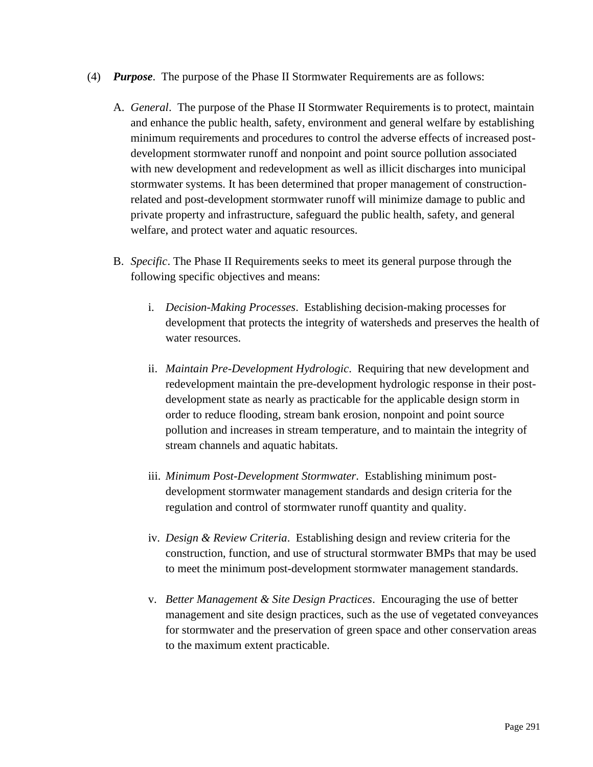(4) ***Purpose***. The purpose of the Phase II Stormwater Requirements are as follows:

A. *General*. The purpose of the Phase II Stormwater Requirements is to protect, maintain and enhance the public health, safety, environment and general welfare by establishing minimum requirements and procedures to control the adverse effects of increased post-development stormwater runoff and nonpoint and point source pollution associated with new development and redevelopment as well as illicit discharges into municipal stormwater systems. It has been determined that proper management of construction-related and post-development stormwater runoff will minimize damage to public and private property and infrastructure, safeguard the public health, safety, and general welfare, and protect water and aquatic resources.

B. *Specific*. The Phase II Requirements seeks to meet its general purpose through the following specific objectives and means:

i. *Decision-Making Processes*. Establishing decision-making processes for development that protects the integrity of watersheds and preserves the health of water resources.

ii. *Maintain Pre-Development Hydrologic*. Requiring that new development and redevelopment maintain the pre-development hydrologic response in their post-development state as nearly as practicable for the applicable design storm in order to reduce flooding, stream bank erosion, nonpoint and point source pollution and increases in stream temperature, and to maintain the integrity of stream channels and aquatic habitats.

iii. *Minimum Post-Development Stormwater*. Establishing minimum post-development stormwater management standards and design criteria for the regulation and control of stormwater runoff quantity and quality.

iv. *Design & Review Criteria*. Establishing design and review criteria for the construction, function, and use of structural stormwater BMPs that may be used to meet the minimum post-development stormwater management standards.

v. *Better Management & Site Design Practices*. Encouraging the use of better management and site design practices, such as the use of vegetated conveyances for stormwater and the preservation of green space and other conservation areas to the maximum extent practicable.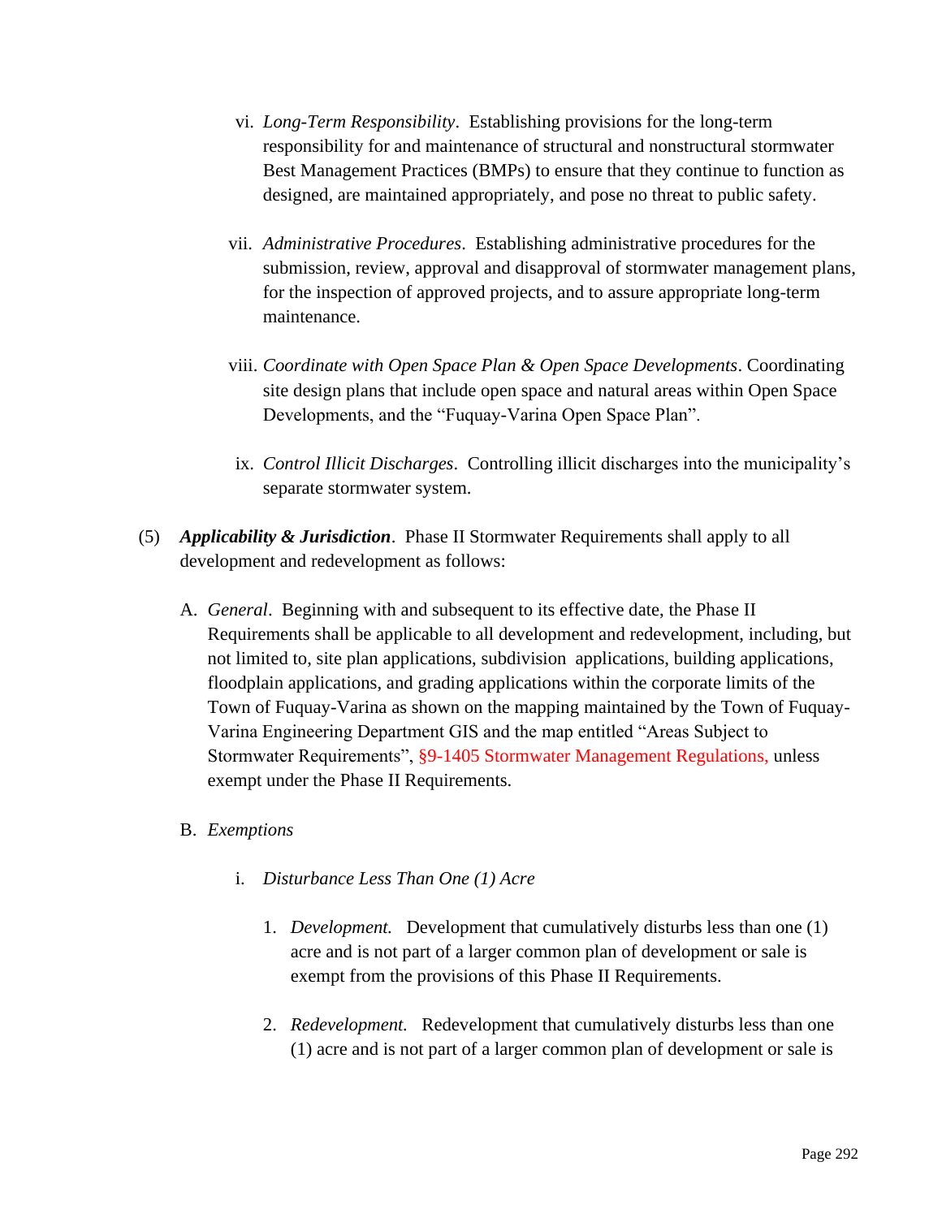vi. *Long-Term Responsibility*. Establishing provisions for the long-term responsibility for and maintenance of structural and nonstructural stormwater Best Management Practices (BMPs) to ensure that they continue to function as designed, are maintained appropriately, and pose no threat to public safety.

vii. *Administrative Procedures*. Establishing administrative procedures for the submission, review, approval and disapproval of stormwater management plans, for the inspection of approved projects, and to assure appropriate long-term maintenance.

viii. *Coordinate with Open Space Plan & Open Space Developments*. Coordinating site design plans that include open space and natural areas within Open Space Developments, and the "Fuquay-Varina Open Space Plan".

ix. *Control Illicit Discharges*. Controlling illicit discharges into the municipality's separate stormwater system.

(5) ***Applicability & Jurisdiction***. Phase II Stormwater Requirements shall apply to all development and redevelopment as follows:

A. *General*. Beginning with and subsequent to its effective date, the Phase II Requirements shall be applicable to all development and redevelopment, including, but not limited to, site plan applications, subdivision applications, building applications, floodplain applications, and grading applications within the corporate limits of the Town of Fuquay-Varina as shown on the mapping maintained by the Town of Fuquay-Varina Engineering Department GIS and the map entitled "Areas Subject to Stormwater Requirements", §9-1405 Stormwater Management Regulations, unless exempt under the Phase II Requirements.

B. *Exemptions*

i. *Disturbance Less Than One (1) Acre*

1. *Development.* Development that cumulatively disturbs less than one (1) acre and is not part of a larger common plan of development or sale is exempt from the provisions of this Phase II Requirements.

2. *Redevelopment.* Redevelopment that cumulatively disturbs less than one (1) acre and is not part of a larger common plan of development or sale is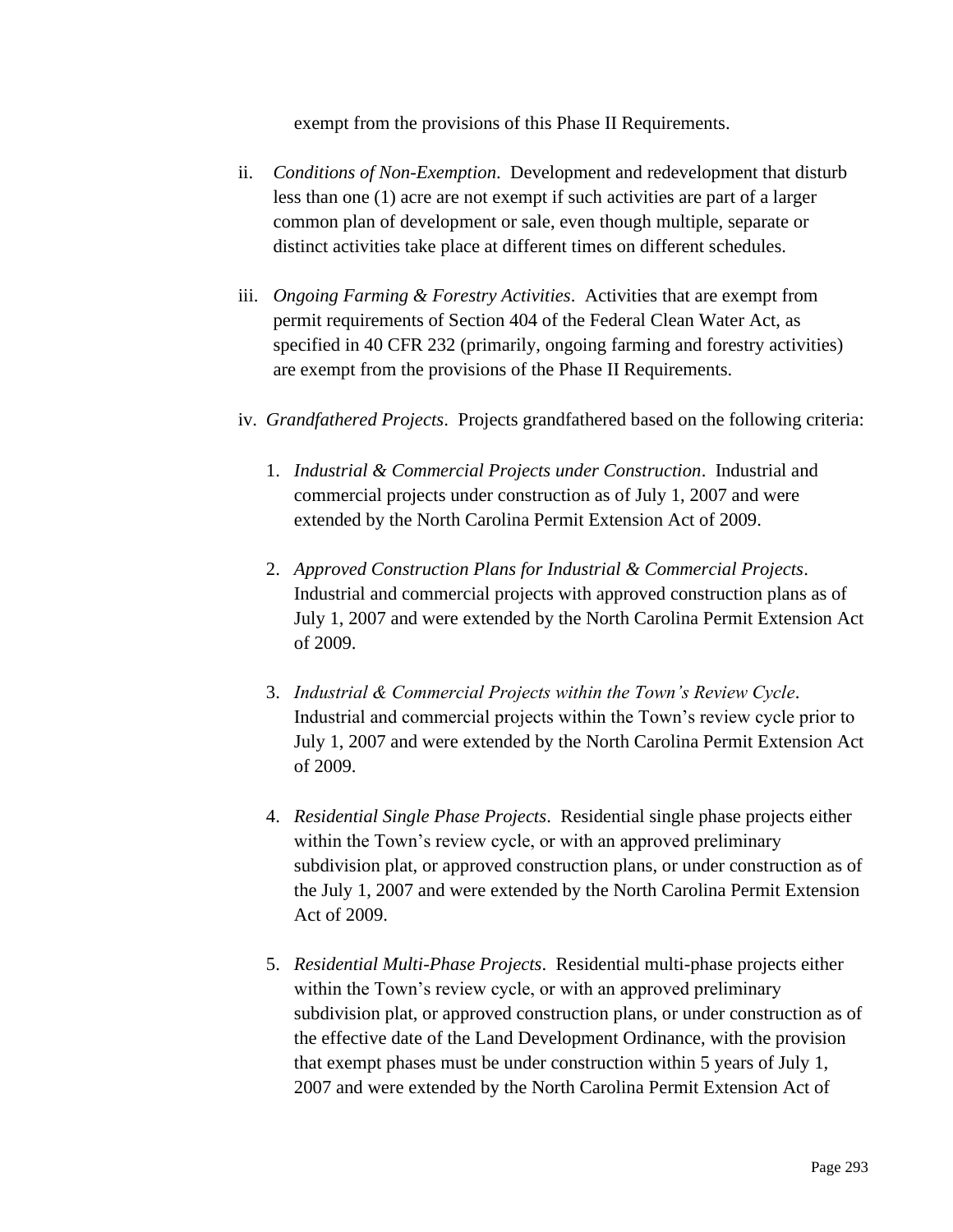exempt from the provisions of this Phase II Requirements.

ii. *Conditions of Non-Exemption.* Development and redevelopment that disturb less than one (1) acre are not exempt if such activities are part of a larger common plan of development or sale, even though multiple, separate or distinct activities take place at different times on different schedules.

iii. *Ongoing Farming & Forestry Activities*. Activities that are exempt from permit requirements of Section 404 of the Federal Clean Water Act, as specified in 40 CFR 232 (primarily, ongoing farming and forestry activities) are exempt from the provisions of the Phase II Requirements.

iv. *Grandfathered Projects*. Projects grandfathered based on the following criteria:

1. *Industrial & Commercial Projects under Construction*. Industrial and commercial projects under construction as of July 1, 2007 and were extended by the North Carolina Permit Extension Act of 2009.

2. *Approved Construction Plans for Industrial & Commercial Projects*. Industrial and commercial projects with approved construction plans as of July 1, 2007 and were extended by the North Carolina Permit Extension Act of 2009.

3. *Industrial & Commercial Projects within the Town's Review Cycle*. Industrial and commercial projects within the Town's review cycle prior to July 1, 2007 and were extended by the North Carolina Permit Extension Act of 2009.

4. *Residential Single Phase Projects*. Residential single phase projects either within the Town's review cycle, or with an approved preliminary subdivision plat, or approved construction plans, or under construction as of the July 1, 2007 and were extended by the North Carolina Permit Extension Act of 2009.

5. *Residential Multi-Phase Projects*. Residential multi-phase projects either within the Town's review cycle, or with an approved preliminary subdivision plat, or approved construction plans, or under construction as of the effective date of the Land Development Ordinance, with the provision that exempt phases must be under construction within 5 years of July 1, 2007 and were extended by the North Carolina Permit Extension Act of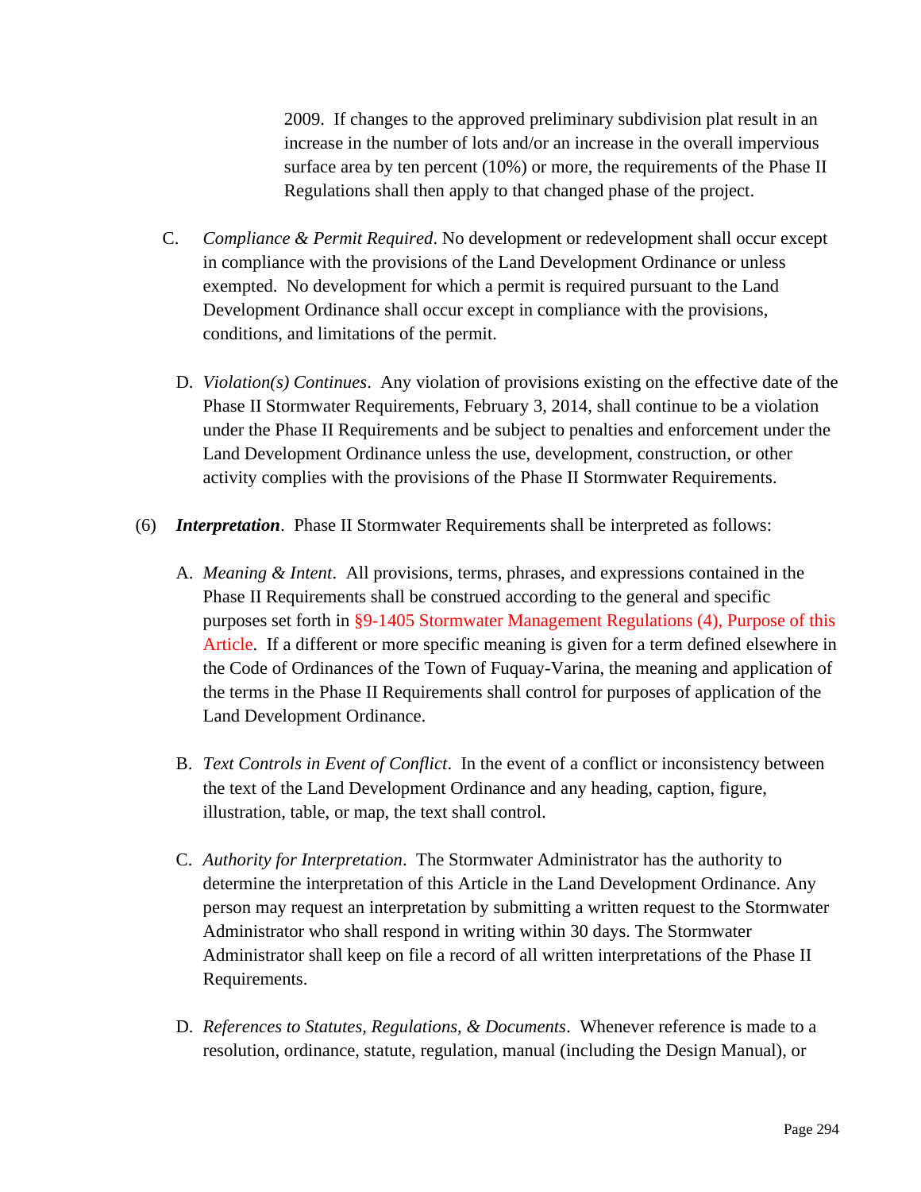2009. If changes to the approved preliminary subdivision plat result in an increase in the number of lots and/or an increase in the overall impervious surface area by ten percent (10%) or more, the requirements of the Phase II Regulations shall then apply to that changed phase of the project.

C. *Compliance & Permit Required*. No development or redevelopment shall occur except in compliance with the provisions of the Land Development Ordinance or unless exempted. No development for which a permit is required pursuant to the Land Development Ordinance shall occur except in compliance with the provisions, conditions, and limitations of the permit.

D. *Violation(s) Continues*. Any violation of provisions existing on the effective date of the Phase II Stormwater Requirements, February 3, 2014, shall continue to be a violation under the Phase II Requirements and be subject to penalties and enforcement under the Land Development Ordinance unless the use, development, construction, or other activity complies with the provisions of the Phase II Stormwater Requirements.

(6) ***Interpretation***. Phase II Stormwater Requirements shall be interpreted as follows:

A. *Meaning & Intent*. All provisions, terms, phrases, and expressions contained in the Phase II Requirements shall be construed according to the general and specific purposes set forth in §9-1405 Stormwater Management Regulations (4), Purpose of this Article. If a different or more specific meaning is given for a term defined elsewhere in the Code of Ordinances of the Town of Fuquay-Varina, the meaning and application of the terms in the Phase II Requirements shall control for purposes of application of the Land Development Ordinance.

B. *Text Controls in Event of Conflict*. In the event of a conflict or inconsistency between the text of the Land Development Ordinance and any heading, caption, figure, illustration, table, or map, the text shall control.

C. *Authority for Interpretation*. The Stormwater Administrator has the authority to determine the interpretation of this Article in the Land Development Ordinance. Any person may request an interpretation by submitting a written request to the Stormwater Administrator who shall respond in writing within 30 days. The Stormwater Administrator shall keep on file a record of all written interpretations of the Phase II Requirements.

D. *References to Statutes, Regulations, & Documents*. Whenever reference is made to a resolution, ordinance, statute, regulation, manual (including the Design Manual), or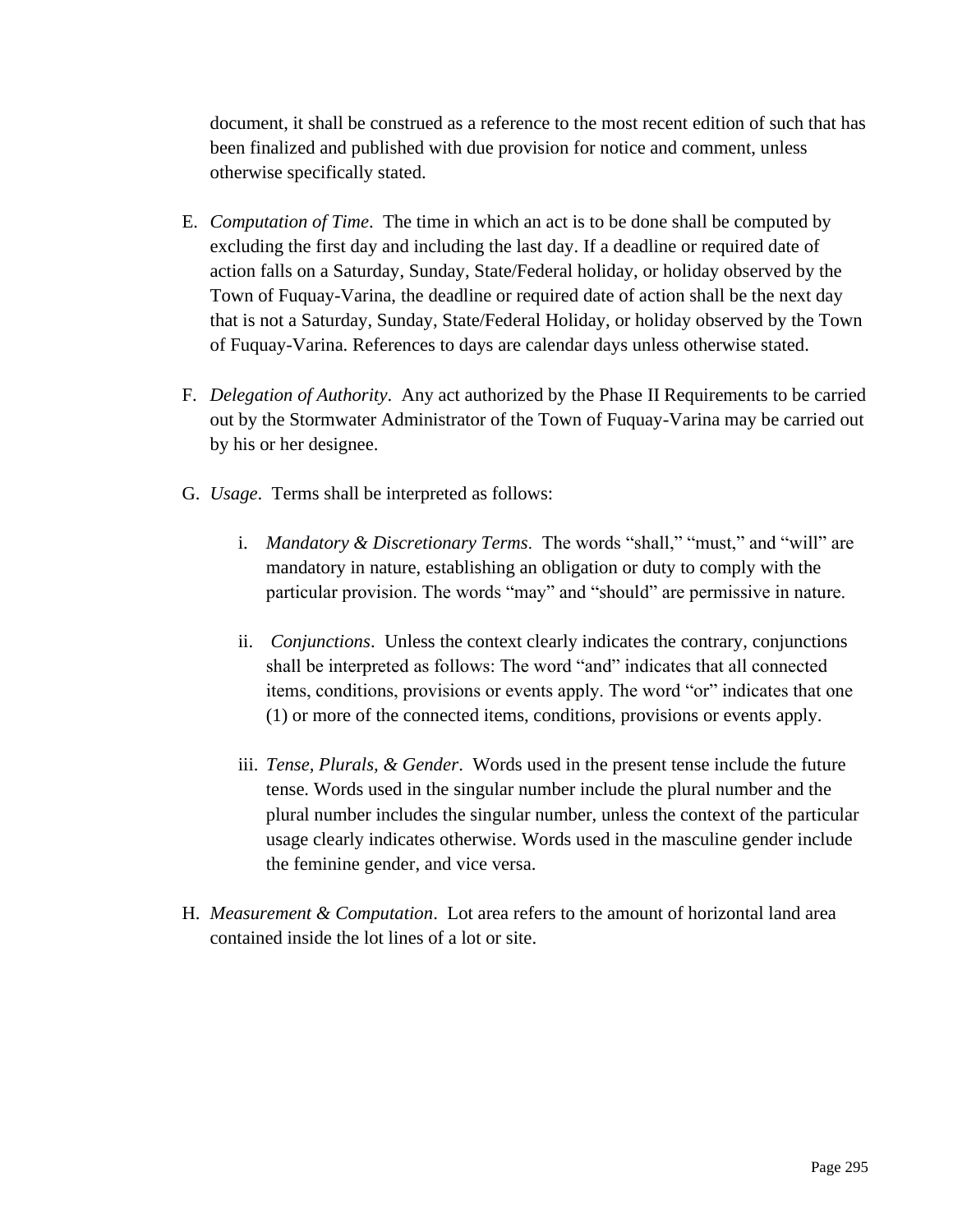document, it shall be construed as a reference to the most recent edition of such that has been finalized and published with due provision for notice and comment, unless otherwise specifically stated.

E. *Computation of Time*. The time in which an act is to be done shall be computed by excluding the first day and including the last day. If a deadline or required date of action falls on a Saturday, Sunday, State/Federal holiday, or holiday observed by the Town of Fuquay-Varina, the deadline or required date of action shall be the next day that is not a Saturday, Sunday, State/Federal Holiday, or holiday observed by the Town of Fuquay-Varina. References to days are calendar days unless otherwise stated.

F. *Delegation of Authority*. Any act authorized by the Phase II Requirements to be carried out by the Stormwater Administrator of the Town of Fuquay-Varina may be carried out by his or her designee.

G. *Usage*. Terms shall be interpreted as follows:

   i. *Mandatory & Discretionary Terms*. The words "shall," "must," and "will" are mandatory in nature, establishing an obligation or duty to comply with the particular provision. The words "may" and "should" are permissive in nature.

   ii. *Conjunctions*. Unless the context clearly indicates the contrary, conjunctions shall be interpreted as follows: The word "and" indicates that all connected items, conditions, provisions or events apply. The word "or" indicates that one (1) or more of the connected items, conditions, provisions or events apply.

   iii. *Tense, Plurals, & Gender*. Words used in the present tense include the future tense. Words used in the singular number include the plural number and the plural number includes the singular number, unless the context of the particular usage clearly indicates otherwise. Words used in the masculine gender include the feminine gender, and vice versa.

H. *Measurement & Computation*. Lot area refers to the amount of horizontal land area contained inside the lot lines of a lot or site.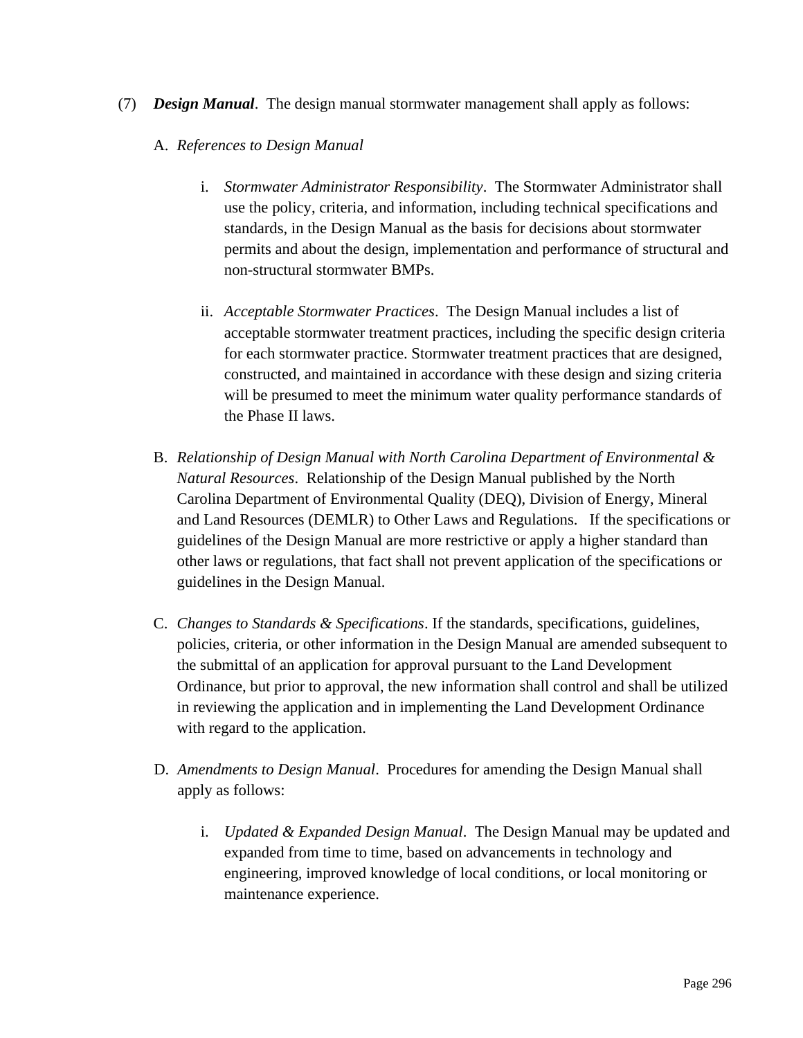(7) ***Design Manual***. The design manual stormwater management shall apply as follows:

A. *References to Design Manual*

i. *Stormwater Administrator Responsibility*. The Stormwater Administrator shall use the policy, criteria, and information, including technical specifications and standards, in the Design Manual as the basis for decisions about stormwater permits and about the design, implementation and performance of structural and non-structural stormwater BMPs.

ii. *Acceptable Stormwater Practices*. The Design Manual includes a list of acceptable stormwater treatment practices, including the specific design criteria for each stormwater practice. Stormwater treatment practices that are designed, constructed, and maintained in accordance with these design and sizing criteria will be presumed to meet the minimum water quality performance standards of the Phase II laws.

B. *Relationship of Design Manual with North Carolina Department of Environmental & Natural Resources*. Relationship of the Design Manual published by the North Carolina Department of Environmental Quality (DEQ), Division of Energy, Mineral and Land Resources (DEMLR) to Other Laws and Regulations. If the specifications or guidelines of the Design Manual are more restrictive or apply a higher standard than other laws or regulations, that fact shall not prevent application of the specifications or guidelines in the Design Manual.

C. *Changes to Standards & Specifications*. If the standards, specifications, guidelines, policies, criteria, or other information in the Design Manual are amended subsequent to the submittal of an application for approval pursuant to the Land Development Ordinance, but prior to approval, the new information shall control and shall be utilized in reviewing the application and in implementing the Land Development Ordinance with regard to the application.

D. *Amendments to Design Manual*. Procedures for amending the Design Manual shall apply as follows:

i. *Updated & Expanded Design Manual*. The Design Manual may be updated and expanded from time to time, based on advancements in technology and engineering, improved knowledge of local conditions, or local monitoring or maintenance experience.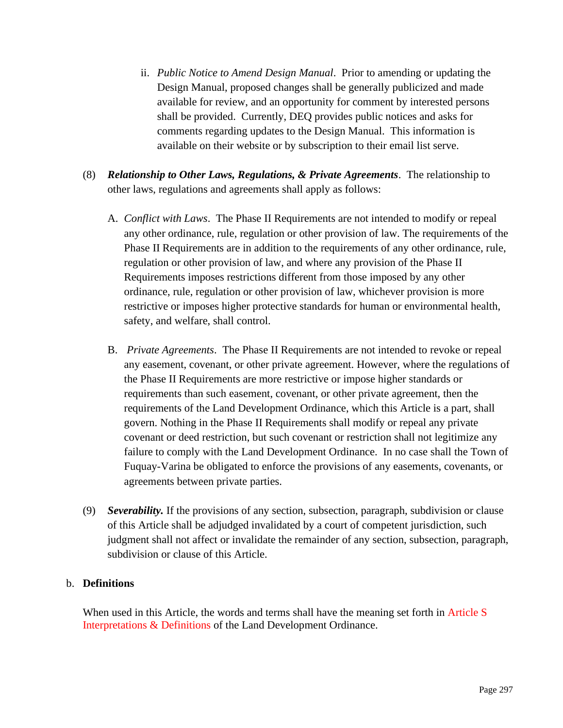ii. *Public Notice to Amend Design Manual*. Prior to amending or updating the Design Manual, proposed changes shall be generally publicized and made available for review, and an opportunity for comment by interested persons shall be provided. Currently, DEQ provides public notices and asks for comments regarding updates to the Design Manual. This information is available on their website or by subscription to their email list serve.

(8) ***Relationship to Other Laws, Regulations, & Private Agreements***. The relationship to other laws, regulations and agreements shall apply as follows:

A. *Conflict with Laws*. The Phase II Requirements are not intended to modify or repeal any other ordinance, rule, regulation or other provision of law. The requirements of the Phase II Requirements are in addition to the requirements of any other ordinance, rule, regulation or other provision of law, and where any provision of the Phase II Requirements imposes restrictions different from those imposed by any other ordinance, rule, regulation or other provision of law, whichever provision is more restrictive or imposes higher protective standards for human or environmental health, safety, and welfare, shall control.

B. *Private Agreements*. The Phase II Requirements are not intended to revoke or repeal any easement, covenant, or other private agreement. However, where the regulations of the Phase II Requirements are more restrictive or impose higher standards or requirements than such easement, covenant, or other private agreement, then the requirements of the Land Development Ordinance, which this Article is a part, shall govern. Nothing in the Phase II Requirements shall modify or repeal any private covenant or deed restriction, but such covenant or restriction shall not legitimize any failure to comply with the Land Development Ordinance. In no case shall the Town of Fuquay-Varina be obligated to enforce the provisions of any easements, covenants, or agreements between private parties.

(9) ***Severability.*** If the provisions of any section, subsection, paragraph, subdivision or clause of this Article shall be adjudged invalidated by a court of competent jurisdiction, such judgment shall not affect or invalidate the remainder of any section, subsection, paragraph, subdivision or clause of this Article.

b. **Definitions**

When used in this Article, the words and terms shall have the meaning set forth in Article S Interpretations & Definitions of the Land Development Ordinance.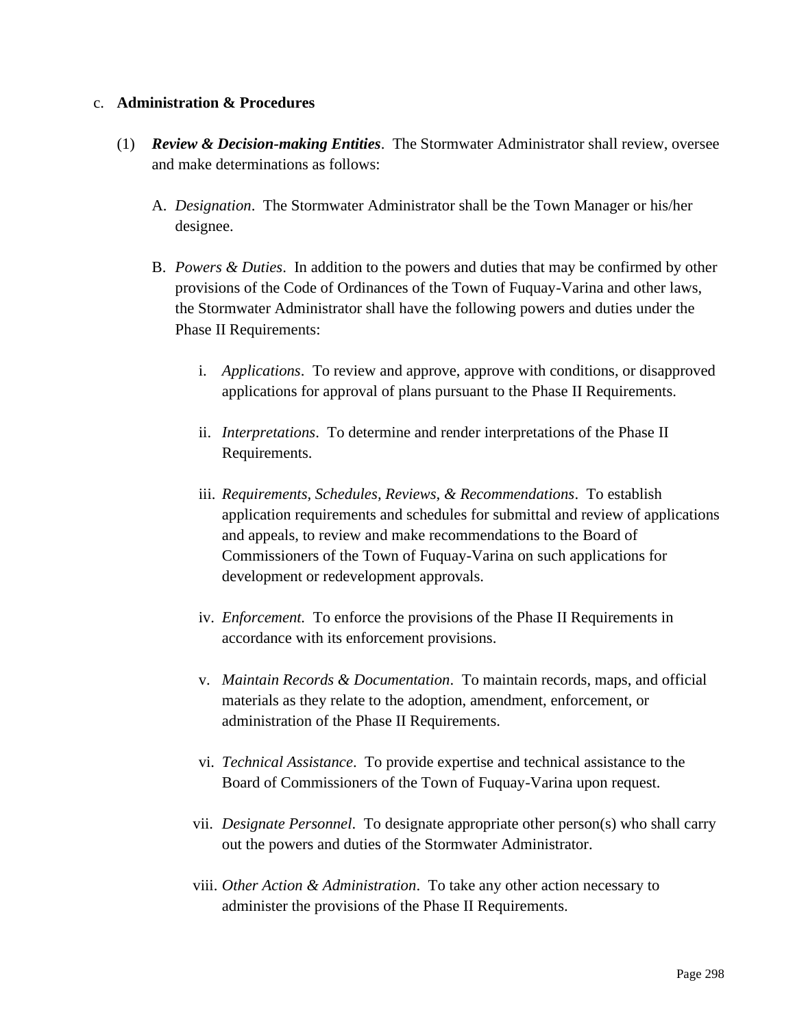c. **Administration & Procedures**

(1) ***Review & Decision-making Entities***. The Stormwater Administrator shall review, oversee and make determinations as follows:

A. *Designation*. The Stormwater Administrator shall be the Town Manager or his/her designee.

B. *Powers & Duties*. In addition to the powers and duties that may be confirmed by other provisions of the Code of Ordinances of the Town of Fuquay-Varina and other laws, the Stormwater Administrator shall have the following powers and duties under the Phase II Requirements:

i. *Applications*. To review and approve, approve with conditions, or disapproved applications for approval of plans pursuant to the Phase II Requirements.

ii. *Interpretations*. To determine and render interpretations of the Phase II Requirements.

iii. *Requirements, Schedules, Reviews, & Recommendations*. To establish application requirements and schedules for submittal and review of applications and appeals, to review and make recommendations to the Board of Commissioners of the Town of Fuquay-Varina on such applications for development or redevelopment approvals.

iv. *Enforcement.* To enforce the provisions of the Phase II Requirements in accordance with its enforcement provisions.

v. *Maintain Records & Documentation*. To maintain records, maps, and official materials as they relate to the adoption, amendment, enforcement, or administration of the Phase II Requirements.

vi. *Technical Assistance*. To provide expertise and technical assistance to the Board of Commissioners of the Town of Fuquay-Varina upon request.

vii. *Designate Personnel*. To designate appropriate other person(s) who shall carry out the powers and duties of the Stormwater Administrator.

viii. *Other Action & Administration*. To take any other action necessary to administer the provisions of the Phase II Requirements.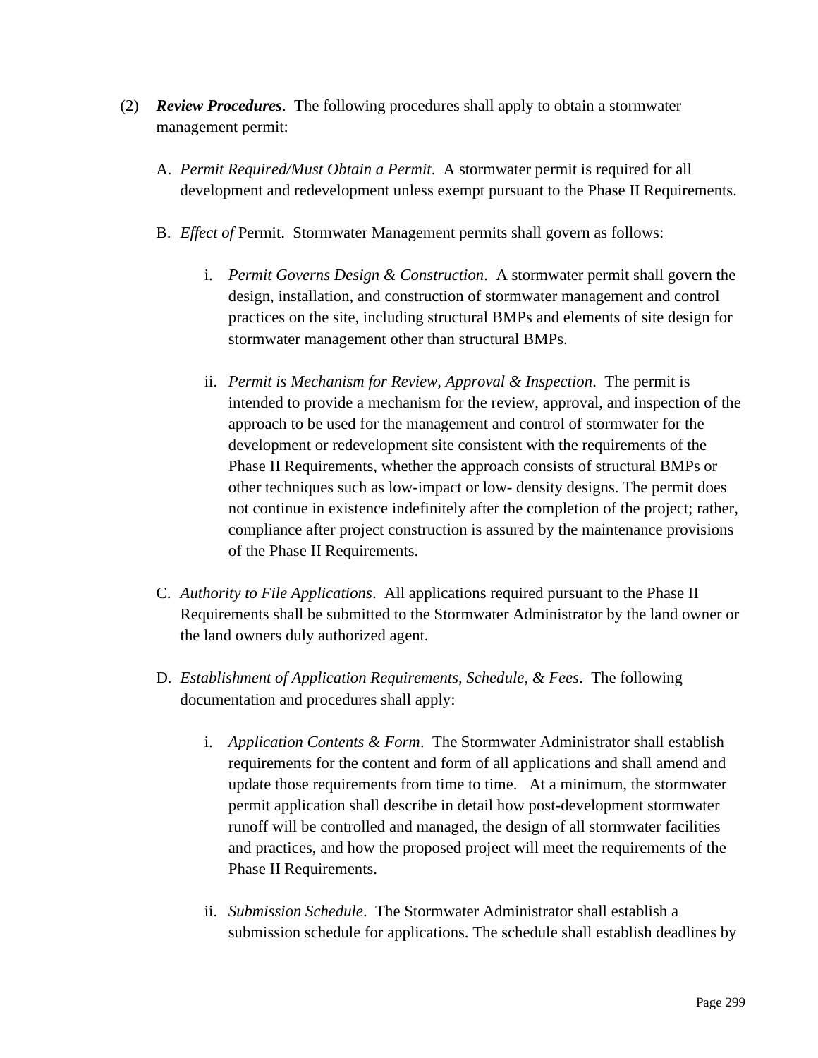(2) ***Review Procedures***. The following procedures shall apply to obtain a stormwater management permit:

A. *Permit Required/Must Obtain a Permit*. A stormwater permit is required for all development and redevelopment unless exempt pursuant to the Phase II Requirements.

B. *Effect of* Permit. Stormwater Management permits shall govern as follows:

i. *Permit Governs Design & Construction*. A stormwater permit shall govern the design, installation, and construction of stormwater management and control practices on the site, including structural BMPs and elements of site design for stormwater management other than structural BMPs.

ii. *Permit is Mechanism for Review, Approval & Inspection*. The permit is intended to provide a mechanism for the review, approval, and inspection of the approach to be used for the management and control of stormwater for the development or redevelopment site consistent with the requirements of the Phase II Requirements, whether the approach consists of structural BMPs or other techniques such as low-impact or low- density designs. The permit does not continue in existence indefinitely after the completion of the project; rather, compliance after project construction is assured by the maintenance provisions of the Phase II Requirements.

C. *Authority to File Applications*. All applications required pursuant to the Phase II Requirements shall be submitted to the Stormwater Administrator by the land owner or the land owners duly authorized agent.

D. *Establishment of Application Requirements, Schedule, & Fees*. The following documentation and procedures shall apply:

i. *Application Contents & Form*. The Stormwater Administrator shall establish requirements for the content and form of all applications and shall amend and update those requirements from time to time. At a minimum, the stormwater permit application shall describe in detail how post-development stormwater runoff will be controlled and managed, the design of all stormwater facilities and practices, and how the proposed project will meet the requirements of the Phase II Requirements.

ii. *Submission Schedule*. The Stormwater Administrator shall establish a submission schedule for applications. The schedule shall establish deadlines by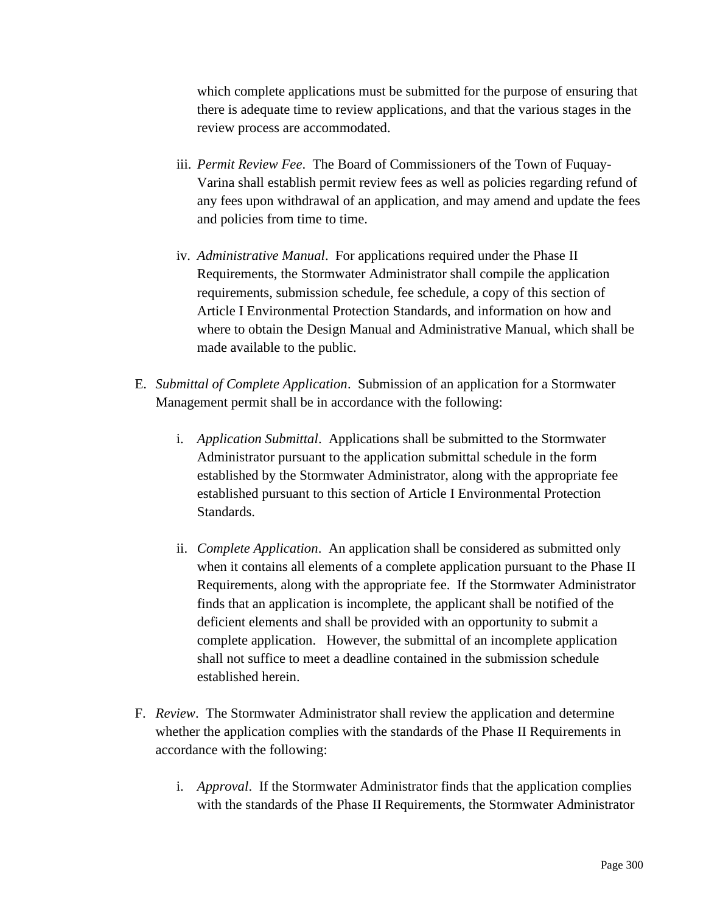which complete applications must be submitted for the purpose of ensuring that there is adequate time to review applications, and that the various stages in the review process are accommodated.

iii. *Permit Review Fee*. The Board of Commissioners of the Town of Fuquay-Varina shall establish permit review fees as well as policies regarding refund of any fees upon withdrawal of an application, and may amend and update the fees and policies from time to time.

iv. *Administrative Manual*. For applications required under the Phase II Requirements, the Stormwater Administrator shall compile the application requirements, submission schedule, fee schedule, a copy of this section of Article I Environmental Protection Standards, and information on how and where to obtain the Design Manual and Administrative Manual, which shall be made available to the public.

E. *Submittal of Complete Application*. Submission of an application for a Stormwater Management permit shall be in accordance with the following:

i. *Application Submittal*. Applications shall be submitted to the Stormwater Administrator pursuant to the application submittal schedule in the form established by the Stormwater Administrator, along with the appropriate fee established pursuant to this section of Article I Environmental Protection Standards.

ii. *Complete Application*. An application shall be considered as submitted only when it contains all elements of a complete application pursuant to the Phase II Requirements, along with the appropriate fee. If the Stormwater Administrator finds that an application is incomplete, the applicant shall be notified of the deficient elements and shall be provided with an opportunity to submit a complete application. However, the submittal of an incomplete application shall not suffice to meet a deadline contained in the submission schedule established herein.

F. *Review*. The Stormwater Administrator shall review the application and determine whether the application complies with the standards of the Phase II Requirements in accordance with the following:

i. *Approval*. If the Stormwater Administrator finds that the application complies with the standards of the Phase II Requirements, the Stormwater Administrator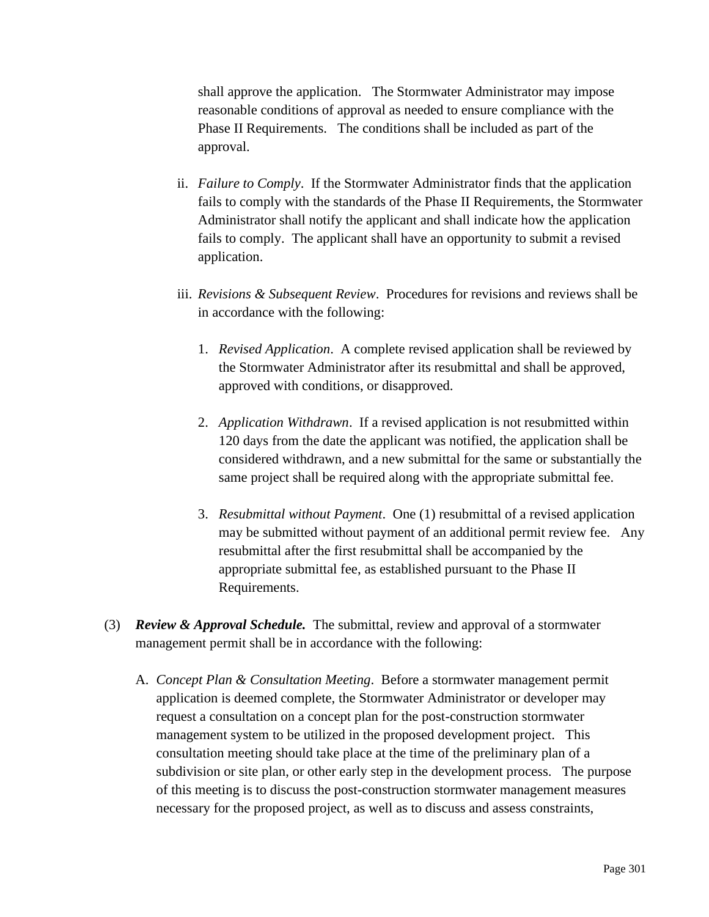shall approve the application. The Stormwater Administrator may impose reasonable conditions of approval as needed to ensure compliance with the Phase II Requirements. The conditions shall be included as part of the approval.

ii. *Failure to Comply*. If the Stormwater Administrator finds that the application fails to comply with the standards of the Phase II Requirements, the Stormwater Administrator shall notify the applicant and shall indicate how the application fails to comply. The applicant shall have an opportunity to submit a revised application.

iii. *Revisions & Subsequent Review*. Procedures for revisions and reviews shall be in accordance with the following:

1. *Revised Application*. A complete revised application shall be reviewed by the Stormwater Administrator after its resubmittal and shall be approved, approved with conditions, or disapproved.

2. *Application Withdrawn*. If a revised application is not resubmitted within 120 days from the date the applicant was notified, the application shall be considered withdrawn, and a new submittal for the same or substantially the same project shall be required along with the appropriate submittal fee.

3. *Resubmittal without Payment*. One (1) resubmittal of a revised application may be submitted without payment of an additional permit review fee. Any resubmittal after the first resubmittal shall be accompanied by the appropriate submittal fee, as established pursuant to the Phase II Requirements.

(3) ***Review & Approval Schedule.*** The submittal, review and approval of a stormwater management permit shall be in accordance with the following:

A. *Concept Plan & Consultation Meeting*. Before a stormwater management permit application is deemed complete, the Stormwater Administrator or developer may request a consultation on a concept plan for the post-construction stormwater management system to be utilized in the proposed development project. This consultation meeting should take place at the time of the preliminary plan of a subdivision or site plan, or other early step in the development process. The purpose of this meeting is to discuss the post-construction stormwater management measures necessary for the proposed project, as well as to discuss and assess constraints,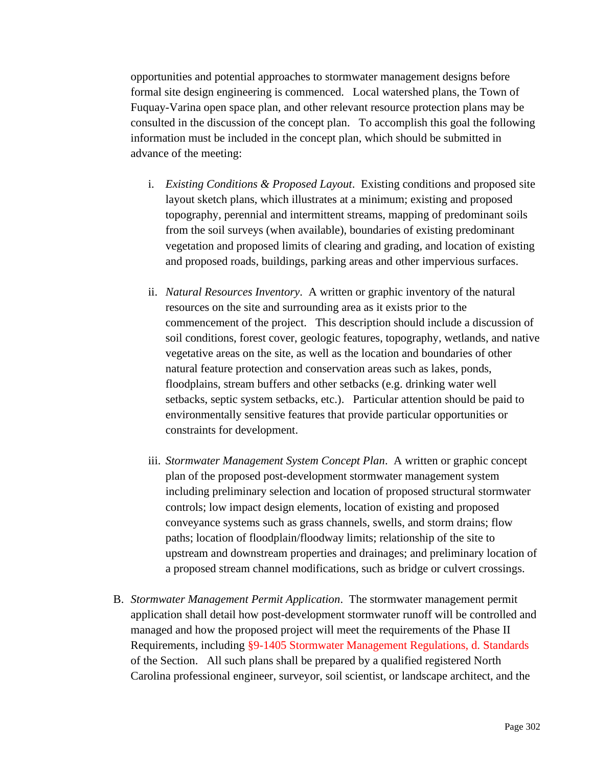opportunities and potential approaches to stormwater management designs before formal site design engineering is commenced. Local watershed plans, the Town of Fuquay-Varina open space plan, and other relevant resource protection plans may be consulted in the discussion of the concept plan. To accomplish this goal the following information must be included in the concept plan, which should be submitted in advance of the meeting:

i. *Existing Conditions & Proposed Layout*. Existing conditions and proposed site layout sketch plans, which illustrates at a minimum; existing and proposed topography, perennial and intermittent streams, mapping of predominant soils from the soil surveys (when available), boundaries of existing predominant vegetation and proposed limits of clearing and grading, and location of existing and proposed roads, buildings, parking areas and other impervious surfaces.

ii. *Natural Resources Inventory*. A written or graphic inventory of the natural resources on the site and surrounding area as it exists prior to the commencement of the project. This description should include a discussion of soil conditions, forest cover, geologic features, topography, wetlands, and native vegetative areas on the site, as well as the location and boundaries of other natural feature protection and conservation areas such as lakes, ponds, floodplains, stream buffers and other setbacks (e.g. drinking water well setbacks, septic system setbacks, etc.). Particular attention should be paid to environmentally sensitive features that provide particular opportunities or constraints for development.

iii. *Stormwater Management System Concept Plan*. A written or graphic concept plan of the proposed post-development stormwater management system including preliminary selection and location of proposed structural stormwater controls; low impact design elements, location of existing and proposed conveyance systems such as grass channels, swells, and storm drains; flow paths; location of floodplain/floodway limits; relationship of the site to upstream and downstream properties and drainages; and preliminary location of a proposed stream channel modifications, such as bridge or culvert crossings.

B. *Stormwater Management Permit Application*. The stormwater management permit application shall detail how post-development stormwater runoff will be controlled and managed and how the proposed project will meet the requirements of the Phase II Requirements, including §9-1405 Stormwater Management Regulations, d. Standards of the Section. All such plans shall be prepared by a qualified registered North Carolina professional engineer, surveyor, soil scientist, or landscape architect, and the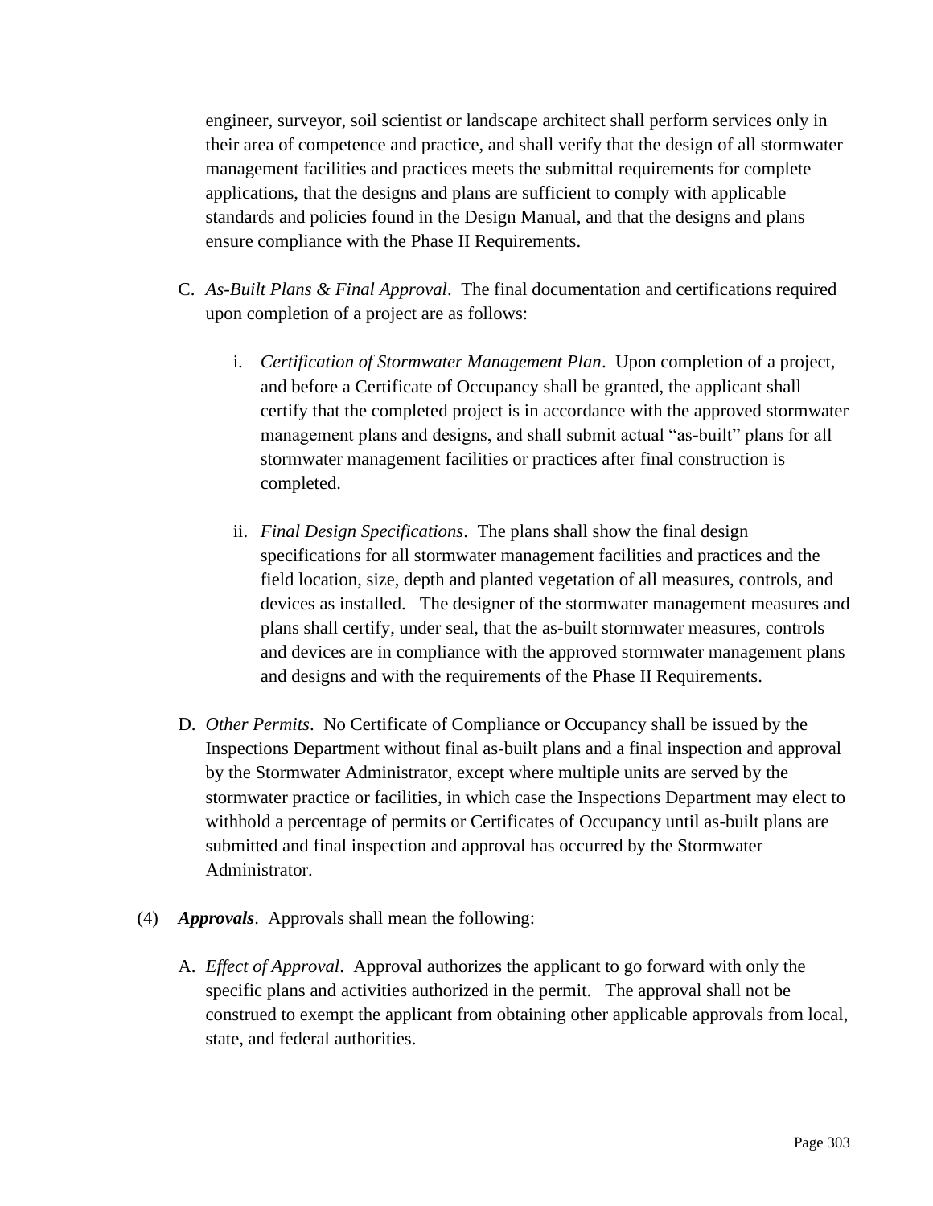engineer, surveyor, soil scientist or landscape architect shall perform services only in their area of competence and practice, and shall verify that the design of all stormwater management facilities and practices meets the submittal requirements for complete applications, that the designs and plans are sufficient to comply with applicable standards and policies found in the Design Manual, and that the designs and plans ensure compliance with the Phase II Requirements.

C. *As-Built Plans & Final Approval*. The final documentation and certifications required upon completion of a project are as follows:

   i. *Certification of Stormwater Management Plan*. Upon completion of a project, and before a Certificate of Occupancy shall be granted, the applicant shall certify that the completed project is in accordance with the approved stormwater management plans and designs, and shall submit actual "as-built" plans for all stormwater management facilities or practices after final construction is completed.

   ii. *Final Design Specifications*. The plans shall show the final design specifications for all stormwater management facilities and practices and the field location, size, depth and planted vegetation of all measures, controls, and devices as installed. The designer of the stormwater management measures and plans shall certify, under seal, that the as-built stormwater measures, controls and devices are in compliance with the approved stormwater management plans and designs and with the requirements of the Phase II Requirements.

D. *Other Permits*. No Certificate of Compliance or Occupancy shall be issued by the Inspections Department without final as-built plans and a final inspection and approval by the Stormwater Administrator, except where multiple units are served by the stormwater practice or facilities, in which case the Inspections Department may elect to withhold a percentage of permits or Certificates of Occupancy until as-built plans are submitted and final inspection and approval has occurred by the Stormwater Administrator.

(4) ***Approvals***. Approvals shall mean the following:

A. *Effect of Approval*. Approval authorizes the applicant to go forward with only the specific plans and activities authorized in the permit. The approval shall not be construed to exempt the applicant from obtaining other applicable approvals from local, state, and federal authorities.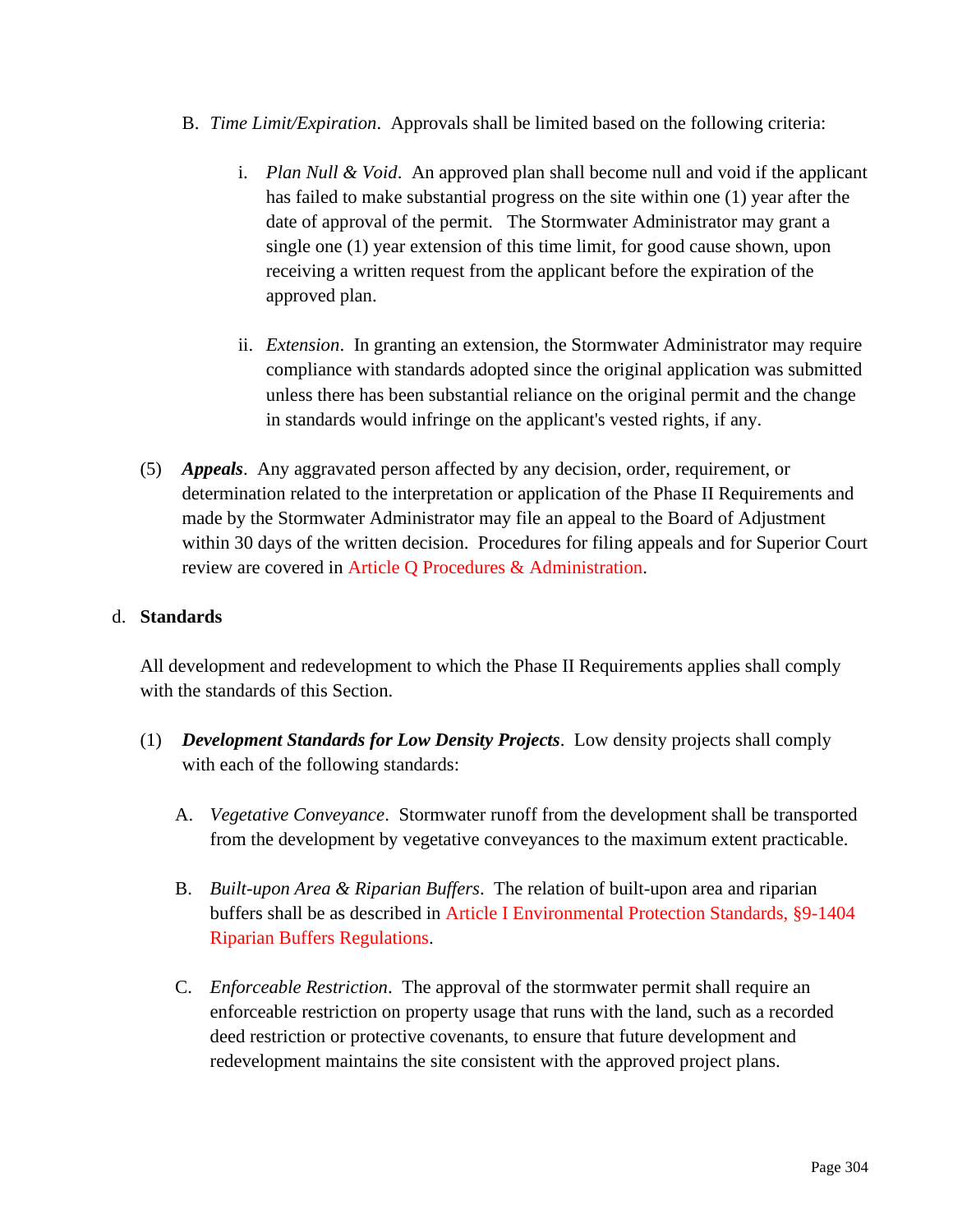B. *Time Limit/Expiration*. Approvals shall be limited based on the following criteria:

i. *Plan Null & Void*. An approved plan shall become null and void if the applicant has failed to make substantial progress on the site within one (1) year after the date of approval of the permit. The Stormwater Administrator may grant a single one (1) year extension of this time limit, for good cause shown, upon receiving a written request from the applicant before the expiration of the approved plan.

ii. *Extension*. In granting an extension, the Stormwater Administrator may require compliance with standards adopted since the original application was submitted unless there has been substantial reliance on the original permit and the change in standards would infringe on the applicant's vested rights, if any.

(5) ***Appeals***. Any aggravated person affected by any decision, order, requirement, or determination related to the interpretation or application of the Phase II Requirements and made by the Stormwater Administrator may file an appeal to the Board of Adjustment within 30 days of the written decision. Procedures for filing appeals and for Superior Court review are covered in Article Q Procedures & Administration.

d. **Standards**

All development and redevelopment to which the Phase II Requirements applies shall comply with the standards of this Section.

(1) ***Development Standards for Low Density Projects***. Low density projects shall comply with each of the following standards:

A. *Vegetative Conveyance*. Stormwater runoff from the development shall be transported from the development by vegetative conveyances to the maximum extent practicable.

B. *Built-upon Area & Riparian Buffers*. The relation of built-upon area and riparian buffers shall be as described in Article I Environmental Protection Standards, §9-1404 Riparian Buffers Regulations.

C. *Enforceable Restriction*. The approval of the stormwater permit shall require an enforceable restriction on property usage that runs with the land, such as a recorded deed restriction or protective covenants, to ensure that future development and redevelopment maintains the site consistent with the approved project plans.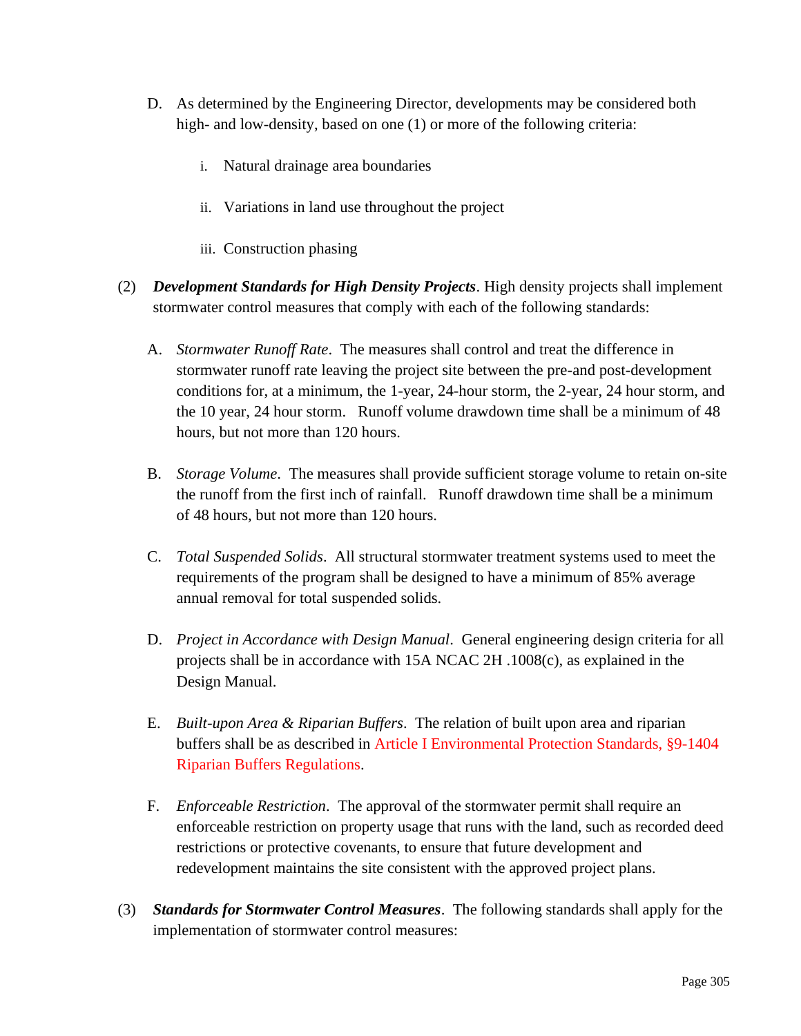D. As determined by the Engineering Director, developments may be considered both high- and low-density, based on one (1) or more of the following criteria:

   i. Natural drainage area boundaries

   ii. Variations in land use throughout the project

   iii. Construction phasing

(2) ***Development Standards for High Density Projects***. High density projects shall implement stormwater control measures that comply with each of the following standards:

A. *Stormwater Runoff Rate*. The measures shall control and treat the difference in stormwater runoff rate leaving the project site between the pre-and post-development conditions for, at a minimum, the 1-year, 24-hour storm, the 2-year, 24 hour storm, and the 10 year, 24 hour storm. Runoff volume drawdown time shall be a minimum of 48 hours, but not more than 120 hours.

B. *Storage Volume*. The measures shall provide sufficient storage volume to retain on-site the runoff from the first inch of rainfall. Runoff drawdown time shall be a minimum of 48 hours, but not more than 120 hours.

C. *Total Suspended Solids*. All structural stormwater treatment systems used to meet the requirements of the program shall be designed to have a minimum of 85% average annual removal for total suspended solids.

D. *Project in Accordance with Design Manual*. General engineering design criteria for all projects shall be in accordance with 15A NCAC 2H .1008(c), as explained in the Design Manual.

E. *Built-upon Area & Riparian Buffers*. The relation of built upon area and riparian buffers shall be as described in Article I Environmental Protection Standards, §9-1404 Riparian Buffers Regulations.

F. *Enforceable Restriction*. The approval of the stormwater permit shall require an enforceable restriction on property usage that runs with the land, such as recorded deed restrictions or protective covenants, to ensure that future development and redevelopment maintains the site consistent with the approved project plans.

(3) ***Standards for Stormwater Control Measures***. The following standards shall apply for the implementation of stormwater control measures: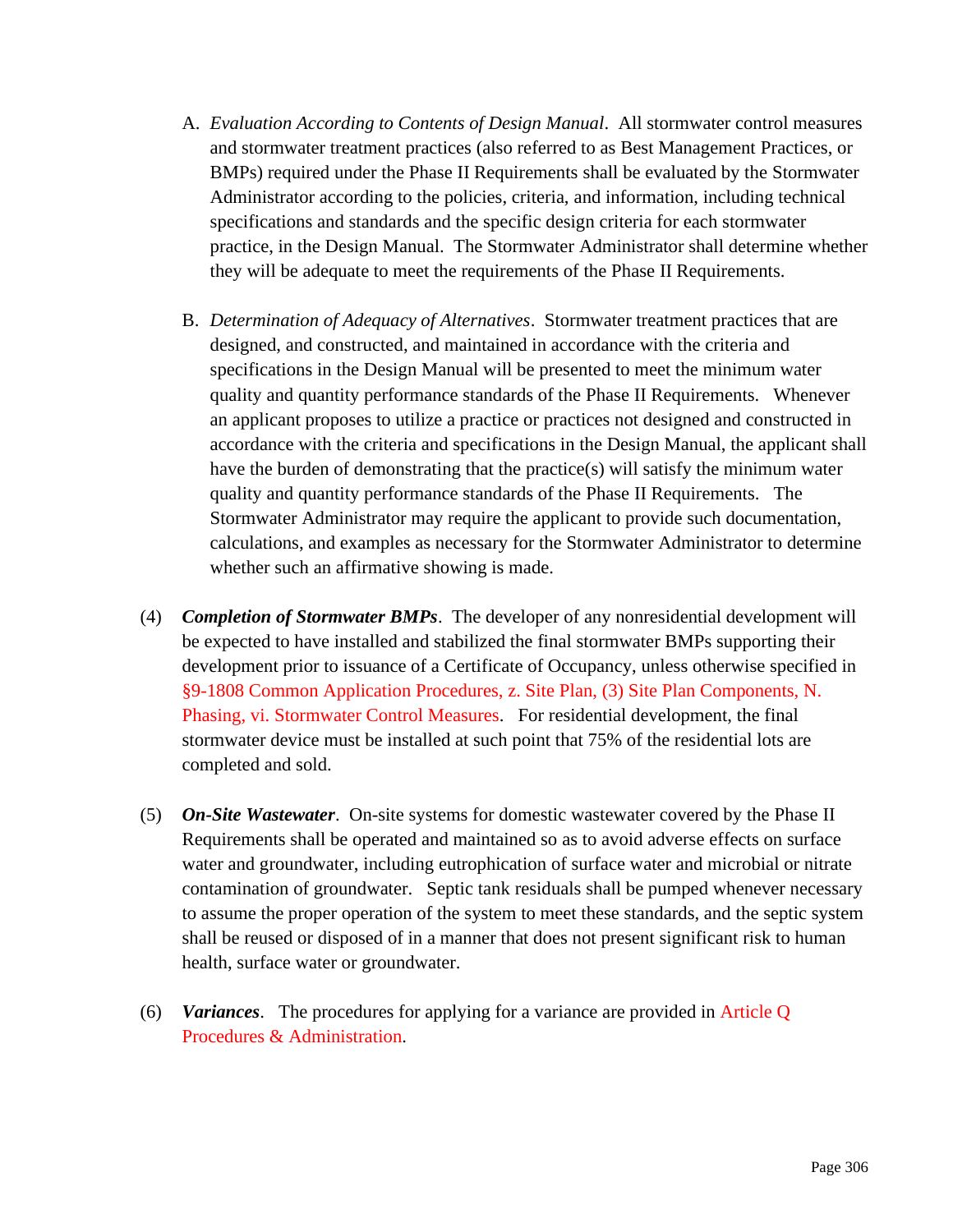A. *Evaluation According to Contents of Design Manual*. All stormwater control measures and stormwater treatment practices (also referred to as Best Management Practices, or BMPs) required under the Phase II Requirements shall be evaluated by the Stormwater Administrator according to the policies, criteria, and information, including technical specifications and standards and the specific design criteria for each stormwater practice, in the Design Manual. The Stormwater Administrator shall determine whether they will be adequate to meet the requirements of the Phase II Requirements.

B. *Determination of Adequacy of Alternatives*. Stormwater treatment practices that are designed, and constructed, and maintained in accordance with the criteria and specifications in the Design Manual will be presented to meet the minimum water quality and quantity performance standards of the Phase II Requirements. Whenever an applicant proposes to utilize a practice or practices not designed and constructed in accordance with the criteria and specifications in the Design Manual, the applicant shall have the burden of demonstrating that the practice(s) will satisfy the minimum water quality and quantity performance standards of the Phase II Requirements. The Stormwater Administrator may require the applicant to provide such documentation, calculations, and examples as necessary for the Stormwater Administrator to determine whether such an affirmative showing is made.

(4) ***Completion of Stormwater BMPs***. The developer of any nonresidential development will be expected to have installed and stabilized the final stormwater BMPs supporting their development prior to issuance of a Certificate of Occupancy, unless otherwise specified in §9-1808 Common Application Procedures, z. Site Plan, (3) Site Plan Components, N. Phasing, vi. Stormwater Control Measures. For residential development, the final stormwater device must be installed at such point that 75% of the residential lots are completed and sold.

(5) ***On-Site Wastewater***. On-site systems for domestic wastewater covered by the Phase II Requirements shall be operated and maintained so as to avoid adverse effects on surface water and groundwater, including eutrophication of surface water and microbial or nitrate contamination of groundwater. Septic tank residuals shall be pumped whenever necessary to assume the proper operation of the system to meet these standards, and the septic system shall be reused or disposed of in a manner that does not present significant risk to human health, surface water or groundwater.

(6) ***Variances***. The procedures for applying for a variance are provided in Article Q Procedures & Administration.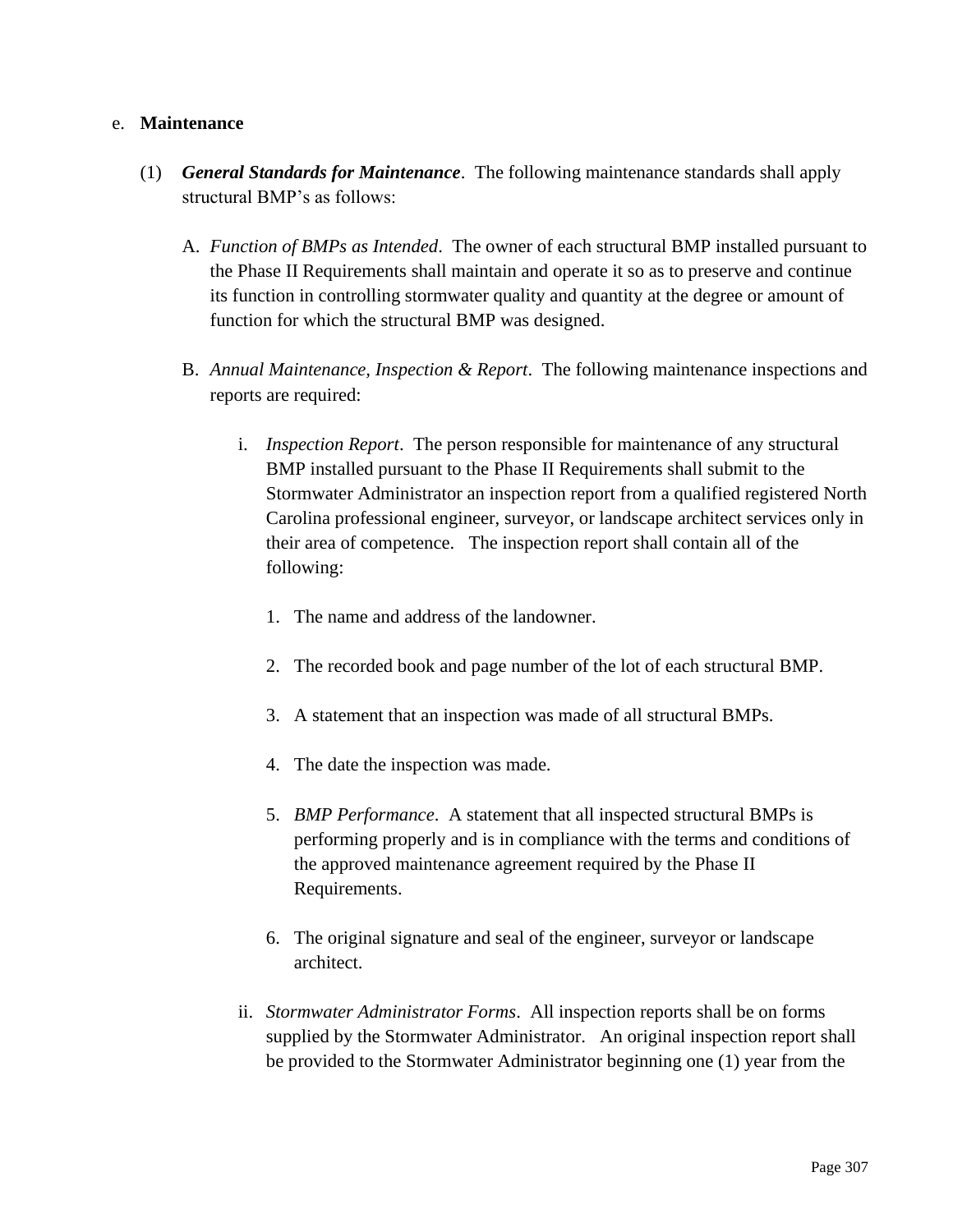e. **Maintenance**

(1) ***General Standards for Maintenance***. The following maintenance standards shall apply structural BMP's as follows:

A. *Function of BMPs as Intended*. The owner of each structural BMP installed pursuant to the Phase II Requirements shall maintain and operate it so as to preserve and continue its function in controlling stormwater quality and quantity at the degree or amount of function for which the structural BMP was designed.

B. *Annual Maintenance, Inspection & Report*. The following maintenance inspections and reports are required:

i. *Inspection Report*. The person responsible for maintenance of any structural BMP installed pursuant to the Phase II Requirements shall submit to the Stormwater Administrator an inspection report from a qualified registered North Carolina professional engineer, surveyor, or landscape architect services only in their area of competence. The inspection report shall contain all of the following:

1. The name and address of the landowner.

2. The recorded book and page number of the lot of each structural BMP.

3. A statement that an inspection was made of all structural BMPs.

4. The date the inspection was made.

5. *BMP Performance*. A statement that all inspected structural BMPs is performing properly and is in compliance with the terms and conditions of the approved maintenance agreement required by the Phase II Requirements.

6. The original signature and seal of the engineer, surveyor or landscape architect.

ii. *Stormwater Administrator Forms*. All inspection reports shall be on forms supplied by the Stormwater Administrator. An original inspection report shall be provided to the Stormwater Administrator beginning one (1) year from the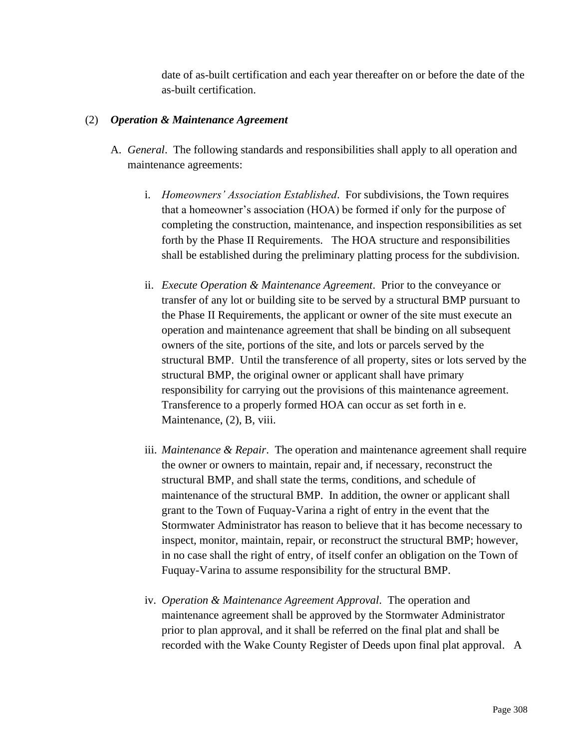date of as-built certification and each year thereafter on or before the date of the as-built certification.

(2) ***Operation & Maintenance Agreement***

A. *General*. The following standards and responsibilities shall apply to all operation and maintenance agreements:

i. *Homeowners' Association Established*. For subdivisions, the Town requires that a homeowner's association (HOA) be formed if only for the purpose of completing the construction, maintenance, and inspection responsibilities as set forth by the Phase II Requirements. The HOA structure and responsibilities shall be established during the preliminary platting process for the subdivision.

ii. *Execute Operation & Maintenance Agreement*. Prior to the conveyance or transfer of any lot or building site to be served by a structural BMP pursuant to the Phase II Requirements, the applicant or owner of the site must execute an operation and maintenance agreement that shall be binding on all subsequent owners of the site, portions of the site, and lots or parcels served by the structural BMP. Until the transference of all property, sites or lots served by the structural BMP, the original owner or applicant shall have primary responsibility for carrying out the provisions of this maintenance agreement. Transference to a properly formed HOA can occur as set forth in e. Maintenance, (2), B, viii.

iii. *Maintenance & Repair*. The operation and maintenance agreement shall require the owner or owners to maintain, repair and, if necessary, reconstruct the structural BMP, and shall state the terms, conditions, and schedule of maintenance of the structural BMP. In addition, the owner or applicant shall grant to the Town of Fuquay-Varina a right of entry in the event that the Stormwater Administrator has reason to believe that it has become necessary to inspect, monitor, maintain, repair, or reconstruct the structural BMP; however, in no case shall the right of entry, of itself confer an obligation on the Town of Fuquay-Varina to assume responsibility for the structural BMP.

iv. *Operation & Maintenance Agreement Approval*. The operation and maintenance agreement shall be approved by the Stormwater Administrator prior to plan approval, and it shall be referred on the final plat and shall be recorded with the Wake County Register of Deeds upon final plat approval. A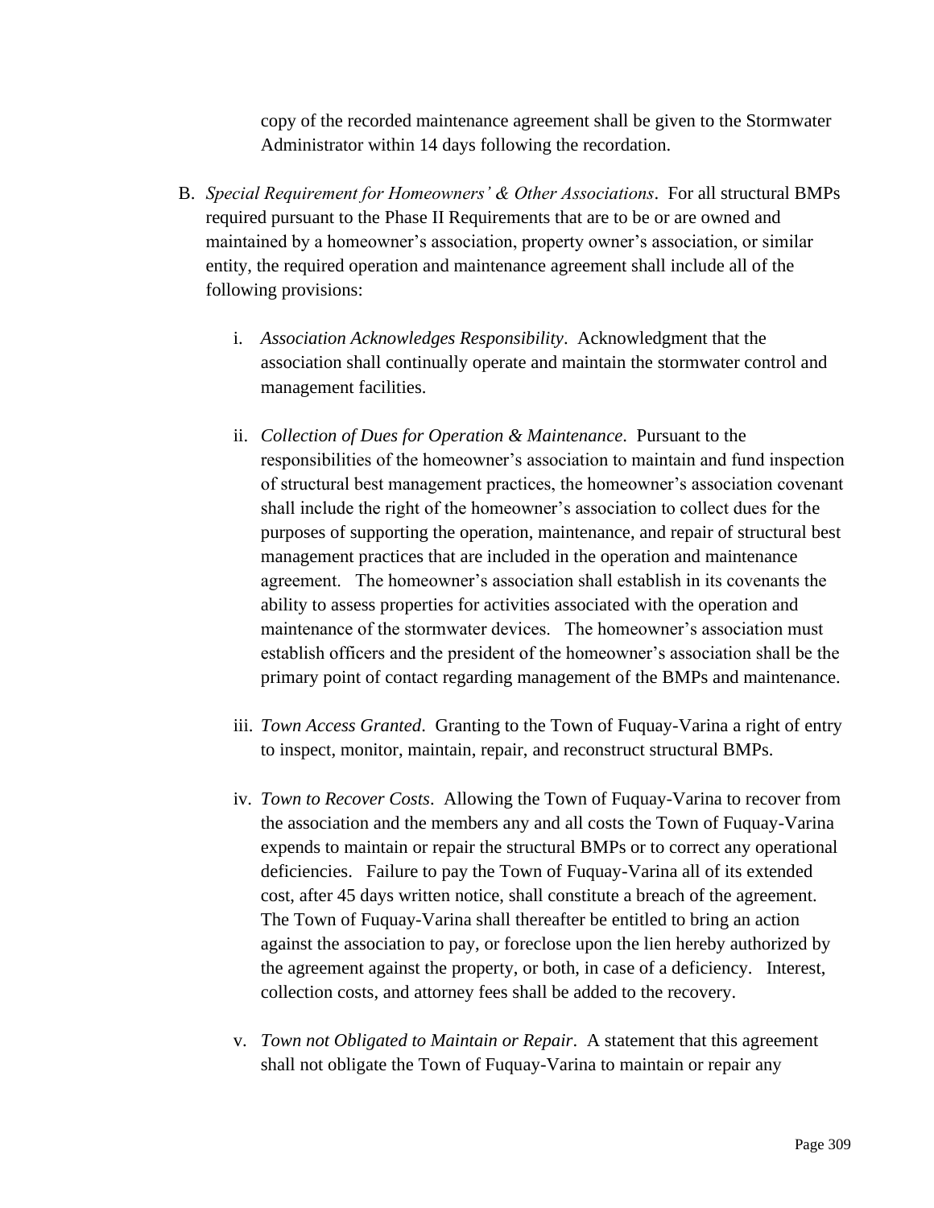copy of the recorded maintenance agreement shall be given to the Stormwater Administrator within 14 days following the recordation.

B. *Special Requirement for Homeowners' & Other Associations*. For all structural BMPs required pursuant to the Phase II Requirements that are to be or are owned and maintained by a homeowner's association, property owner's association, or similar entity, the required operation and maintenance agreement shall include all of the following provisions:

   i. *Association Acknowledges Responsibility*. Acknowledgment that the association shall continually operate and maintain the stormwater control and management facilities.

   ii. *Collection of Dues for Operation & Maintenance*. Pursuant to the responsibilities of the homeowner's association to maintain and fund inspection of structural best management practices, the homeowner's association covenant shall include the right of the homeowner's association to collect dues for the purposes of supporting the operation, maintenance, and repair of structural best management practices that are included in the operation and maintenance agreement. The homeowner's association shall establish in its covenants the ability to assess properties for activities associated with the operation and maintenance of the stormwater devices. The homeowner's association must establish officers and the president of the homeowner's association shall be the primary point of contact regarding management of the BMPs and maintenance.

   iii. *Town Access Granted*. Granting to the Town of Fuquay-Varina a right of entry to inspect, monitor, maintain, repair, and reconstruct structural BMPs.

   iv. *Town to Recover Costs*. Allowing the Town of Fuquay-Varina to recover from the association and the members any and all costs the Town of Fuquay-Varina expends to maintain or repair the structural BMPs or to correct any operational deficiencies. Failure to pay the Town of Fuquay-Varina all of its extended cost, after 45 days written notice, shall constitute a breach of the agreement. The Town of Fuquay-Varina shall thereafter be entitled to bring an action against the association to pay, or foreclose upon the lien hereby authorized by the agreement against the property, or both, in case of a deficiency. Interest, collection costs, and attorney fees shall be added to the recovery.

   v. *Town not Obligated to Maintain or Repair*. A statement that this agreement shall not obligate the Town of Fuquay-Varina to maintain or repair any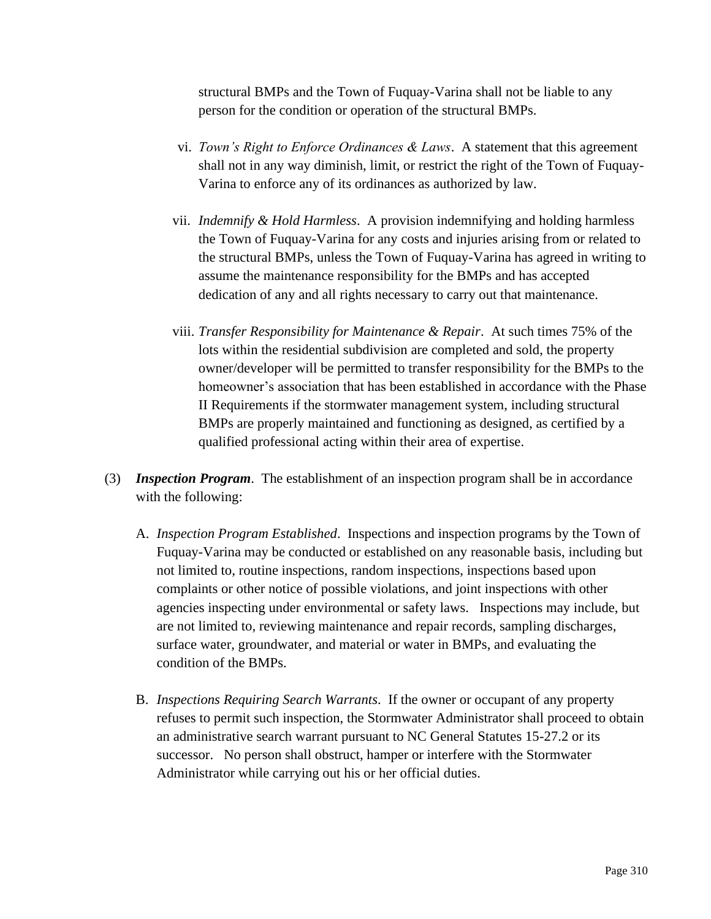structural BMPs and the Town of Fuquay-Varina shall not be liable to any person for the condition or operation of the structural BMPs.

vi. *Town's Right to Enforce Ordinances & Laws*. A statement that this agreement shall not in any way diminish, limit, or restrict the right of the Town of Fuquay-Varina to enforce any of its ordinances as authorized by law.

vii. *Indemnify & Hold Harmless*. A provision indemnifying and holding harmless the Town of Fuquay-Varina for any costs and injuries arising from or related to the structural BMPs, unless the Town of Fuquay-Varina has agreed in writing to assume the maintenance responsibility for the BMPs and has accepted dedication of any and all rights necessary to carry out that maintenance.

viii. *Transfer Responsibility for Maintenance & Repair*. At such times 75% of the lots within the residential subdivision are completed and sold, the property owner/developer will be permitted to transfer responsibility for the BMPs to the homeowner's association that has been established in accordance with the Phase II Requirements if the stormwater management system, including structural BMPs are properly maintained and functioning as designed, as certified by a qualified professional acting within their area of expertise.

(3) ***Inspection Program***. The establishment of an inspection program shall be in accordance with the following:

A. *Inspection Program Established*. Inspections and inspection programs by the Town of Fuquay-Varina may be conducted or established on any reasonable basis, including but not limited to, routine inspections, random inspections, inspections based upon complaints or other notice of possible violations, and joint inspections with other agencies inspecting under environmental or safety laws. Inspections may include, but are not limited to, reviewing maintenance and repair records, sampling discharges, surface water, groundwater, and material or water in BMPs, and evaluating the condition of the BMPs.

B. *Inspections Requiring Search Warrants*. If the owner or occupant of any property refuses to permit such inspection, the Stormwater Administrator shall proceed to obtain an administrative search warrant pursuant to NC General Statutes 15-27.2 or its successor. No person shall obstruct, hamper or interfere with the Stormwater Administrator while carrying out his or her official duties.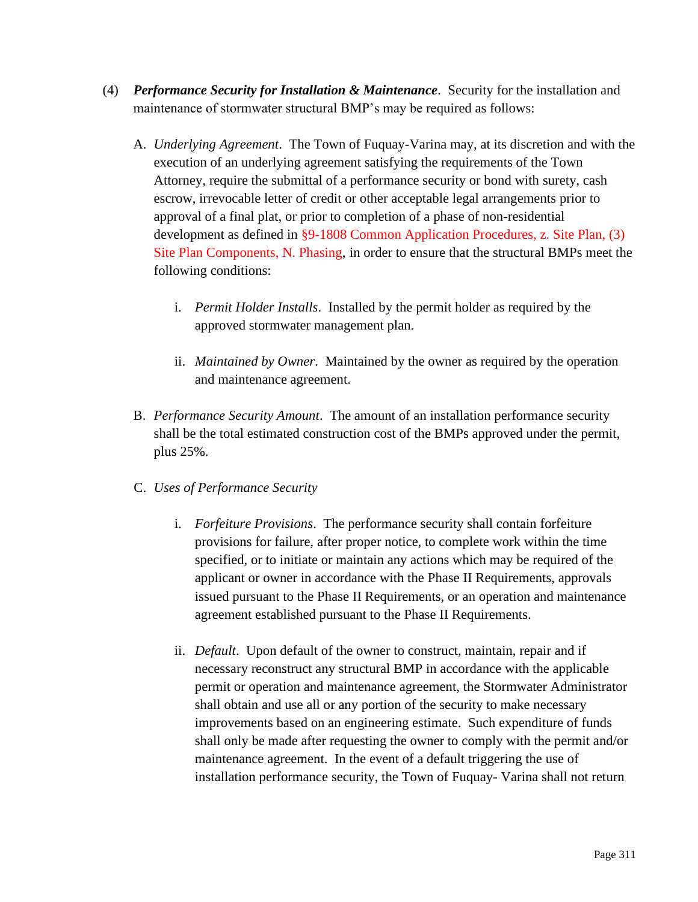(4) ***Performance Security for Installation & Maintenance***. Security for the installation and maintenance of stormwater structural BMP's may be required as follows:

A. *Underlying Agreement*. The Town of Fuquay-Varina may, at its discretion and with the execution of an underlying agreement satisfying the requirements of the Town Attorney, require the submittal of a performance security or bond with surety, cash escrow, irrevocable letter of credit or other acceptable legal arrangements prior to approval of a final plat, or prior to completion of a phase of non-residential development as defined in §9-1808 Common Application Procedures, z. Site Plan, (3) Site Plan Components, N. Phasing, in order to ensure that the structural BMPs meet the following conditions:

   i. *Permit Holder Installs*. Installed by the permit holder as required by the approved stormwater management plan.

   ii. *Maintained by Owner*. Maintained by the owner as required by the operation and maintenance agreement.

B. *Performance Security Amount*. The amount of an installation performance security shall be the total estimated construction cost of the BMPs approved under the permit, plus 25%.

C. *Uses of Performance Security*

   i. *Forfeiture Provisions*. The performance security shall contain forfeiture provisions for failure, after proper notice, to complete work within the time specified, or to initiate or maintain any actions which may be required of the applicant or owner in accordance with the Phase II Requirements, approvals issued pursuant to the Phase II Requirements, or an operation and maintenance agreement established pursuant to the Phase II Requirements.

   ii. *Default*. Upon default of the owner to construct, maintain, repair and if necessary reconstruct any structural BMP in accordance with the applicable permit or operation and maintenance agreement, the Stormwater Administrator shall obtain and use all or any portion of the security to make necessary improvements based on an engineering estimate. Such expenditure of funds shall only be made after requesting the owner to comply with the permit and/or maintenance agreement. In the event of a default triggering the use of installation performance security, the Town of Fuquay- Varina shall not return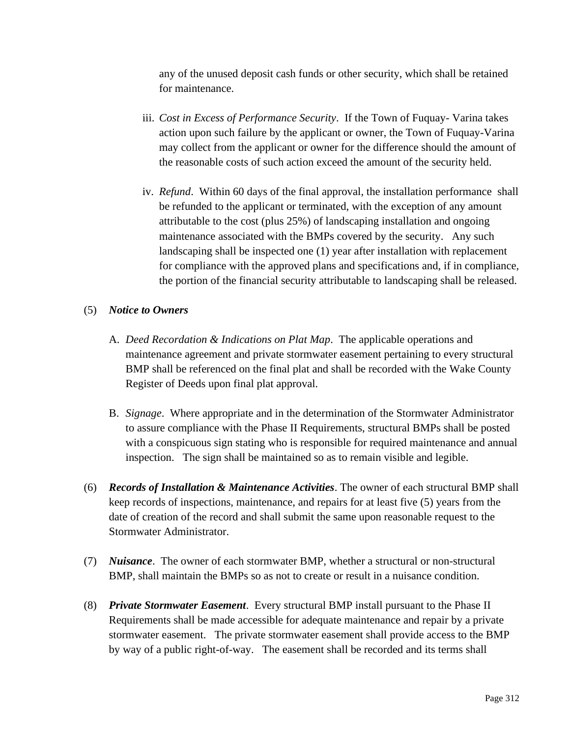any of the unused deposit cash funds or other security, which shall be retained for maintenance.

iii. *Cost in Excess of Performance Security*. If the Town of Fuquay- Varina takes action upon such failure by the applicant or owner, the Town of Fuquay-Varina may collect from the applicant or owner for the difference should the amount of the reasonable costs of such action exceed the amount of the security held.

iv. *Refund*. Within 60 days of the final approval, the installation performance shall be refunded to the applicant or terminated, with the exception of any amount attributable to the cost (plus 25%) of landscaping installation and ongoing maintenance associated with the BMPs covered by the security. Any such landscaping shall be inspected one (1) year after installation with replacement for compliance with the approved plans and specifications and, if in compliance, the portion of the financial security attributable to landscaping shall be released.

(5) ***Notice to Owners***

A. *Deed Recordation & Indications on Plat Map*. The applicable operations and maintenance agreement and private stormwater easement pertaining to every structural BMP shall be referenced on the final plat and shall be recorded with the Wake County Register of Deeds upon final plat approval.

B. *Signage*. Where appropriate and in the determination of the Stormwater Administrator to assure compliance with the Phase II Requirements, structural BMPs shall be posted with a conspicuous sign stating who is responsible for required maintenance and annual inspection. The sign shall be maintained so as to remain visible and legible.

(6) ***Records of Installation & Maintenance Activities***. The owner of each structural BMP shall keep records of inspections, maintenance, and repairs for at least five (5) years from the date of creation of the record and shall submit the same upon reasonable request to the Stormwater Administrator.

(7) ***Nuisance***. The owner of each stormwater BMP, whether a structural or non-structural BMP, shall maintain the BMPs so as not to create or result in a nuisance condition.

(8) ***Private Stormwater Easement***. Every structural BMP install pursuant to the Phase II Requirements shall be made accessible for adequate maintenance and repair by a private stormwater easement. The private stormwater easement shall provide access to the BMP by way of a public right-of-way. The easement shall be recorded and its terms shall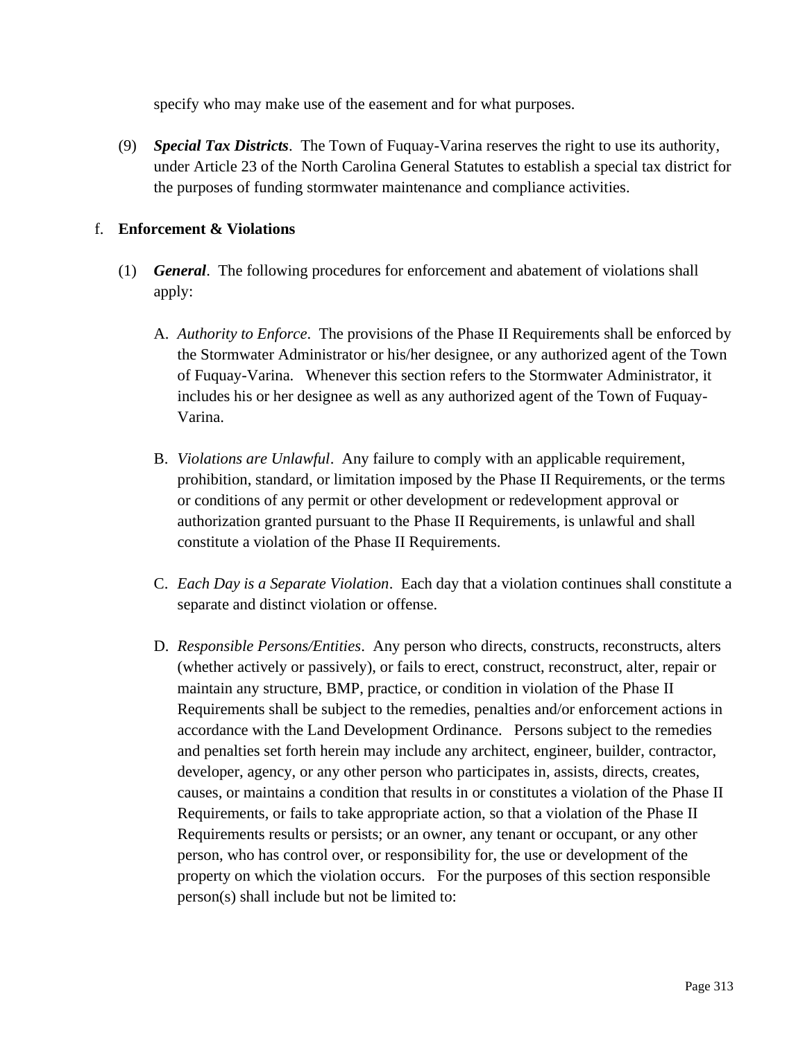specify who may make use of the easement and for what purposes.

(9) ***Special Tax Districts***. The Town of Fuquay-Varina reserves the right to use its authority, under Article 23 of the North Carolina General Statutes to establish a special tax district for the purposes of funding stormwater maintenance and compliance activities.

f. **Enforcement & Violations**

(1) ***General***. The following procedures for enforcement and abatement of violations shall apply:

A. *Authority to Enforce*. The provisions of the Phase II Requirements shall be enforced by the Stormwater Administrator or his/her designee, or any authorized agent of the Town of Fuquay-Varina. Whenever this section refers to the Stormwater Administrator, it includes his or her designee as well as any authorized agent of the Town of Fuquay-Varina.

B. *Violations are Unlawful*. Any failure to comply with an applicable requirement, prohibition, standard, or limitation imposed by the Phase II Requirements, or the terms or conditions of any permit or other development or redevelopment approval or authorization granted pursuant to the Phase II Requirements, is unlawful and shall constitute a violation of the Phase II Requirements.

C. *Each Day is a Separate Violation*. Each day that a violation continues shall constitute a separate and distinct violation or offense.

D. *Responsible Persons/Entities*. Any person who directs, constructs, reconstructs, alters (whether actively or passively), or fails to erect, construct, reconstruct, alter, repair or maintain any structure, BMP, practice, or condition in violation of the Phase II Requirements shall be subject to the remedies, penalties and/or enforcement actions in accordance with the Land Development Ordinance. Persons subject to the remedies and penalties set forth herein may include any architect, engineer, builder, contractor, developer, agency, or any other person who participates in, assists, directs, creates, causes, or maintains a condition that results in or constitutes a violation of the Phase II Requirements, or fails to take appropriate action, so that a violation of the Phase II Requirements results or persists; or an owner, any tenant or occupant, or any other person, who has control over, or responsibility for, the use or development of the property on which the violation occurs. For the purposes of this section responsible person(s) shall include but not be limited to: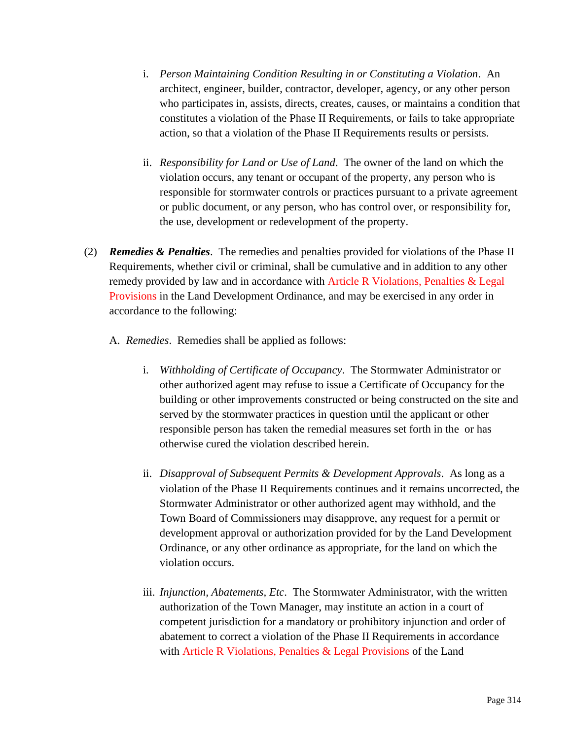i. *Person Maintaining Condition Resulting in or Constituting a Violation*. An architect, engineer, builder, contractor, developer, agency, or any other person who participates in, assists, directs, creates, causes, or maintains a condition that constitutes a violation of the Phase II Requirements, or fails to take appropriate action, so that a violation of the Phase II Requirements results or persists.

ii. *Responsibility for Land or Use of Land*. The owner of the land on which the violation occurs, any tenant or occupant of the property, any person who is responsible for stormwater controls or practices pursuant to a private agreement or public document, or any person, who has control over, or responsibility for, the use, development or redevelopment of the property.

(2) ***Remedies & Penalties***. The remedies and penalties provided for violations of the Phase II Requirements, whether civil or criminal, shall be cumulative and in addition to any other remedy provided by law and in accordance with Article R Violations, Penalties & Legal Provisions in the Land Development Ordinance, and may be exercised in any order in accordance to the following:

A. *Remedies*. Remedies shall be applied as follows:

i. *Withholding of Certificate of Occupancy*. The Stormwater Administrator or other authorized agent may refuse to issue a Certificate of Occupancy for the building or other improvements constructed or being constructed on the site and served by the stormwater practices in question until the applicant or other responsible person has taken the remedial measures set forth in the  or has otherwise cured the violation described herein.

ii. *Disapproval of Subsequent Permits & Development Approvals*. As long as a violation of the Phase II Requirements continues and it remains uncorrected, the Stormwater Administrator or other authorized agent may withhold, and the Town Board of Commissioners may disapprove, any request for a permit or development approval or authorization provided for by the Land Development Ordinance, or any other ordinance as appropriate, for the land on which the violation occurs.

iii. *Injunction, Abatements, Etc*. The Stormwater Administrator, with the written authorization of the Town Manager, may institute an action in a court of competent jurisdiction for a mandatory or prohibitory injunction and order of abatement to correct a violation of the Phase II Requirements in accordance with Article R Violations, Penalties & Legal Provisions of the Land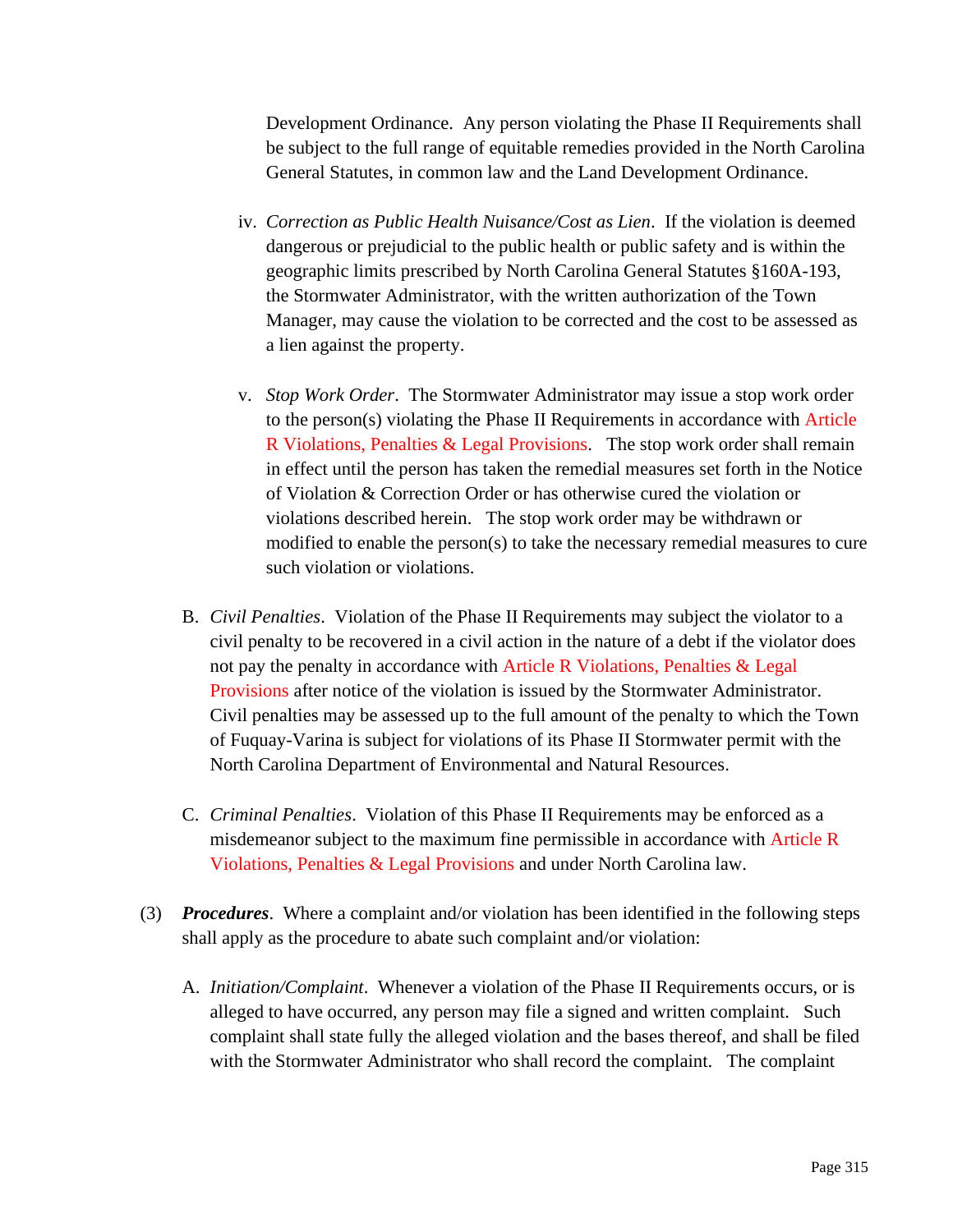Development Ordinance. Any person violating the Phase II Requirements shall be subject to the full range of equitable remedies provided in the North Carolina General Statutes, in common law and the Land Development Ordinance.

iv. *Correction as Public Health Nuisance/Cost as Lien*. If the violation is deemed dangerous or prejudicial to the public health or public safety and is within the geographic limits prescribed by North Carolina General Statutes §160A-193, the Stormwater Administrator, with the written authorization of the Town Manager, may cause the violation to be corrected and the cost to be assessed as a lien against the property.

v. *Stop Work Order*. The Stormwater Administrator may issue a stop work order to the person(s) violating the Phase II Requirements in accordance with Article R Violations, Penalties & Legal Provisions. The stop work order shall remain in effect until the person has taken the remedial measures set forth in the Notice of Violation & Correction Order or has otherwise cured the violation or violations described herein. The stop work order may be withdrawn or modified to enable the person(s) to take the necessary remedial measures to cure such violation or violations.

B. *Civil Penalties*. Violation of the Phase II Requirements may subject the violator to a civil penalty to be recovered in a civil action in the nature of a debt if the violator does not pay the penalty in accordance with Article R Violations, Penalties & Legal Provisions after notice of the violation is issued by the Stormwater Administrator. Civil penalties may be assessed up to the full amount of the penalty to which the Town of Fuquay-Varina is subject for violations of its Phase II Stormwater permit with the North Carolina Department of Environmental and Natural Resources.

C. *Criminal Penalties*. Violation of this Phase II Requirements may be enforced as a misdemeanor subject to the maximum fine permissible in accordance with Article R Violations, Penalties & Legal Provisions and under North Carolina law.

(3) ***Procedures***. Where a complaint and/or violation has been identified in the following steps shall apply as the procedure to abate such complaint and/or violation:

A. *Initiation/Complaint*. Whenever a violation of the Phase II Requirements occurs, or is alleged to have occurred, any person may file a signed and written complaint. Such complaint shall state fully the alleged violation and the bases thereof, and shall be filed with the Stormwater Administrator who shall record the complaint. The complaint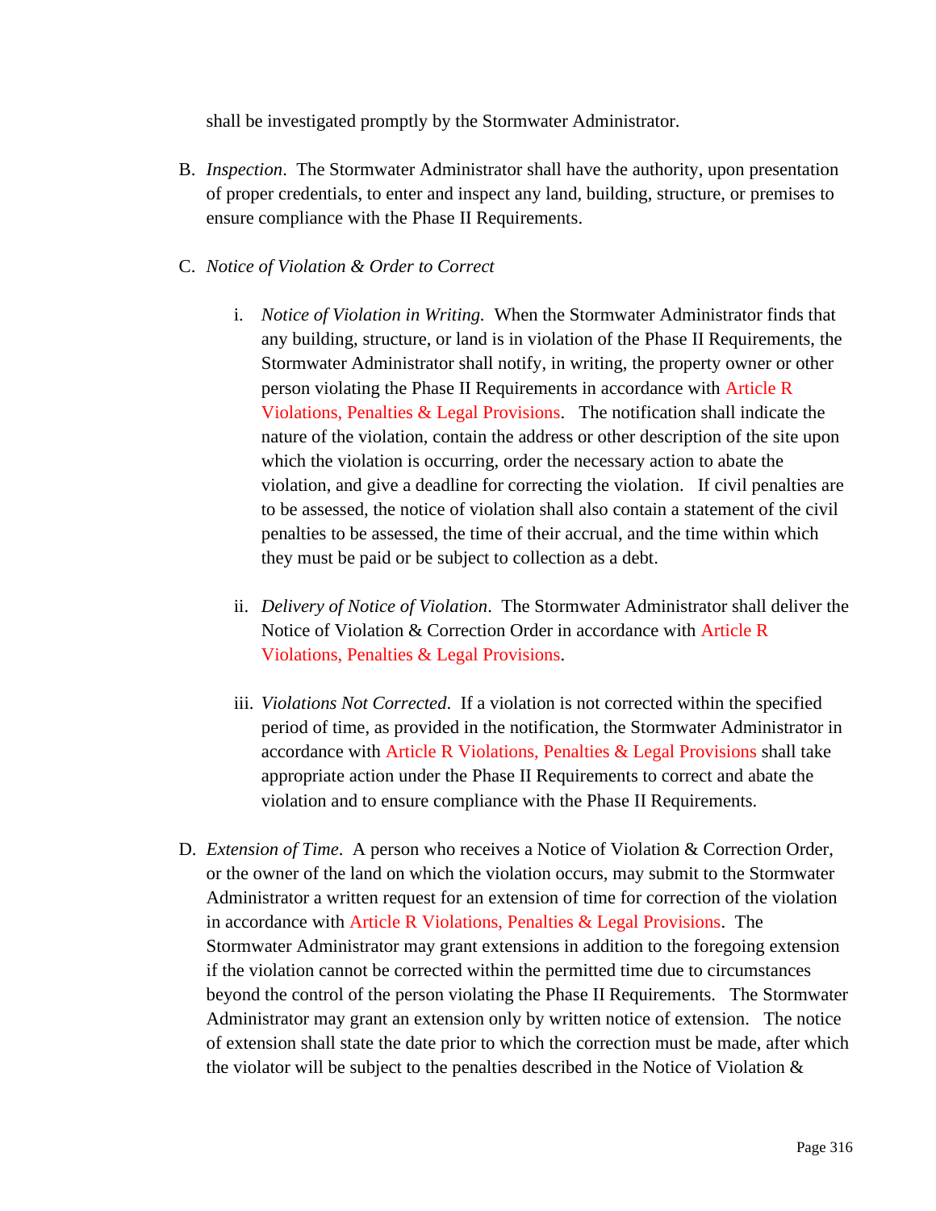shall be investigated promptly by the Stormwater Administrator.

B. *Inspection*. The Stormwater Administrator shall have the authority, upon presentation of proper credentials, to enter and inspect any land, building, structure, or premises to ensure compliance with the Phase II Requirements.

C. *Notice of Violation & Order to Correct*

   i. *Notice of Violation in Writing.* When the Stormwater Administrator finds that any building, structure, or land is in violation of the Phase II Requirements, the Stormwater Administrator shall notify, in writing, the property owner or other person violating the Phase II Requirements in accordance with Article R Violations, Penalties & Legal Provisions. The notification shall indicate the nature of the violation, contain the address or other description of the site upon which the violation is occurring, order the necessary action to abate the violation, and give a deadline for correcting the violation. If civil penalties are to be assessed, the notice of violation shall also contain a statement of the civil penalties to be assessed, the time of their accrual, and the time within which they must be paid or be subject to collection as a debt.

   ii. *Delivery of Notice of Violation*. The Stormwater Administrator shall deliver the Notice of Violation & Correction Order in accordance with Article R Violations, Penalties & Legal Provisions.

   iii. *Violations Not Corrected*. If a violation is not corrected within the specified period of time, as provided in the notification, the Stormwater Administrator in accordance with Article R Violations, Penalties & Legal Provisions shall take appropriate action under the Phase II Requirements to correct and abate the violation and to ensure compliance with the Phase II Requirements.

D. *Extension of Time*. A person who receives a Notice of Violation & Correction Order, or the owner of the land on which the violation occurs, may submit to the Stormwater Administrator a written request for an extension of time for correction of the violation in accordance with Article R Violations, Penalties & Legal Provisions. The Stormwater Administrator may grant extensions in addition to the foregoing extension if the violation cannot be corrected within the permitted time due to circumstances beyond the control of the person violating the Phase II Requirements. The Stormwater Administrator may grant an extension only by written notice of extension. The notice of extension shall state the date prior to which the correction must be made, after which the violator will be subject to the penalties described in the Notice of Violation &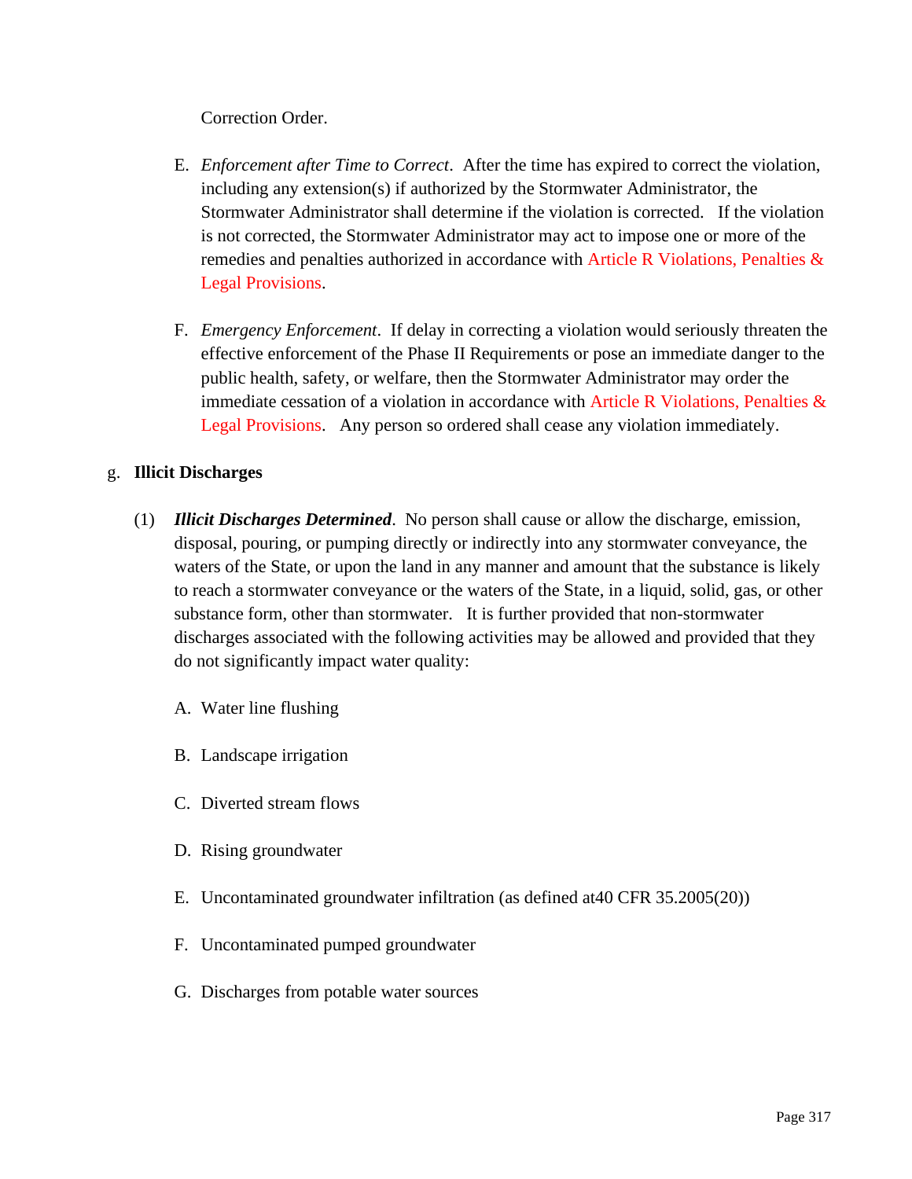Correction Order.

E. *Enforcement after Time to Correct*. After the time has expired to correct the violation, including any extension(s) if authorized by the Stormwater Administrator, the Stormwater Administrator shall determine if the violation is corrected. If the violation is not corrected, the Stormwater Administrator may act to impose one or more of the remedies and penalties authorized in accordance with Article R Violations, Penalties & Legal Provisions.

F. *Emergency Enforcement*. If delay in correcting a violation would seriously threaten the effective enforcement of the Phase II Requirements or pose an immediate danger to the public health, safety, or welfare, then the Stormwater Administrator may order the immediate cessation of a violation in accordance with Article R Violations, Penalties & Legal Provisions. Any person so ordered shall cease any violation immediately.

g. **Illicit Discharges**

(1) ***Illicit Discharges Determined***. No person shall cause or allow the discharge, emission, disposal, pouring, or pumping directly or indirectly into any stormwater conveyance, the waters of the State, or upon the land in any manner and amount that the substance is likely to reach a stormwater conveyance or the waters of the State, in a liquid, solid, gas, or other substance form, other than stormwater. It is further provided that non-stormwater discharges associated with the following activities may be allowed and provided that they do not significantly impact water quality:

A. Water line flushing

B. Landscape irrigation

C. Diverted stream flows

D. Rising groundwater

E. Uncontaminated groundwater infiltration (as defined at40 CFR 35.2005(20))

F. Uncontaminated pumped groundwater

G. Discharges from potable water sources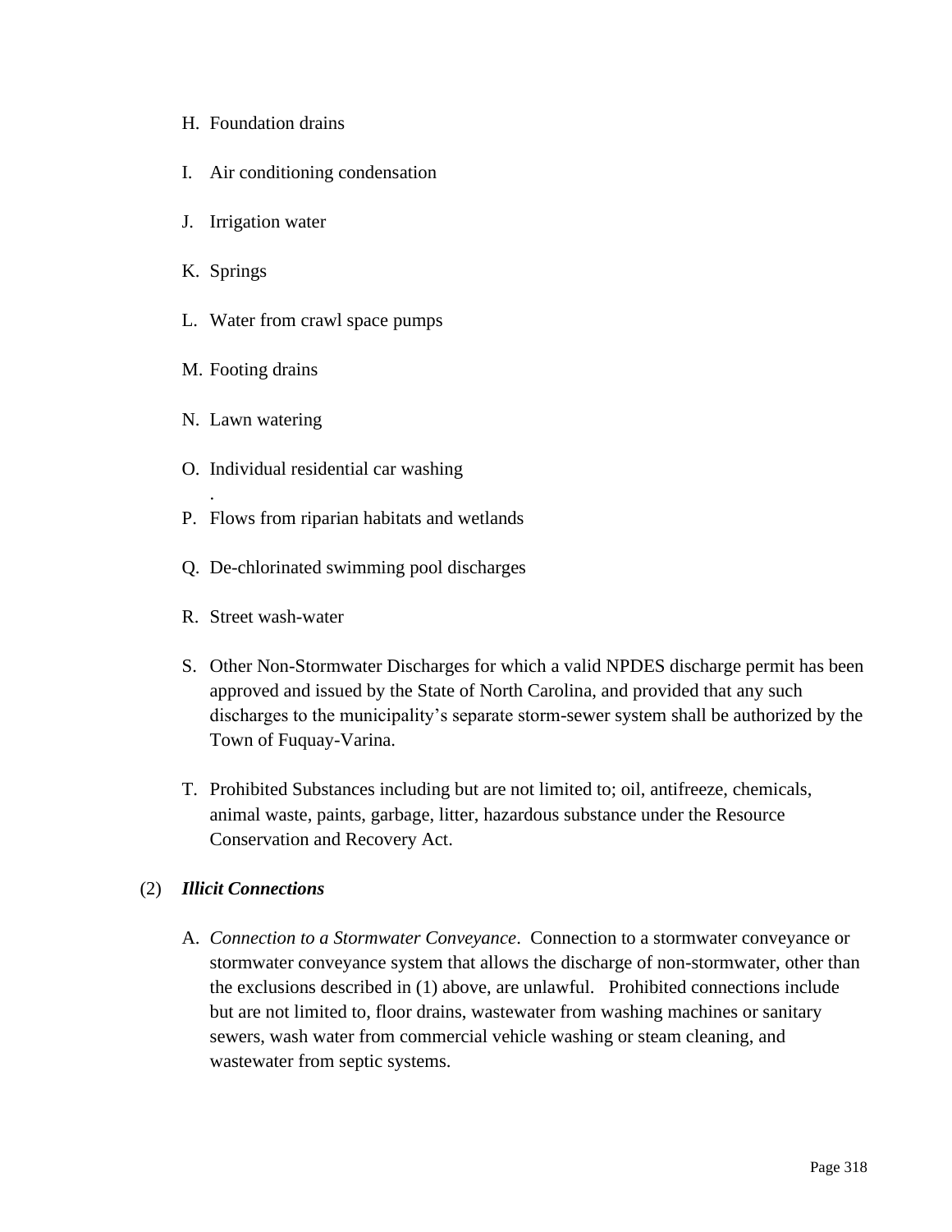H. Foundation drains

I. Air conditioning condensation

J. Irrigation water

K. Springs

L. Water from crawl space pumps

M. Footing drains

N. Lawn watering

O. Individual residential car washing
.

P. Flows from riparian habitats and wetlands

Q. De-chlorinated swimming pool discharges

R. Street wash-water

S. Other Non-Stormwater Discharges for which a valid NPDES discharge permit has been approved and issued by the State of North Carolina, and provided that any such discharges to the municipality's separate storm-sewer system shall be authorized by the Town of Fuquay-Varina.

T. Prohibited Substances including but are not limited to; oil, antifreeze, chemicals, animal waste, paints, garbage, litter, hazardous substance under the Resource Conservation and Recovery Act.

(2) ***Illicit Connections***

A. *Connection to a Stormwater Conveyance*. Connection to a stormwater conveyance or stormwater conveyance system that allows the discharge of non-stormwater, other than the exclusions described in (1) above, are unlawful. Prohibited connections include but are not limited to, floor drains, wastewater from washing machines or sanitary sewers, wash water from commercial vehicle washing or steam cleaning, and wastewater from septic systems.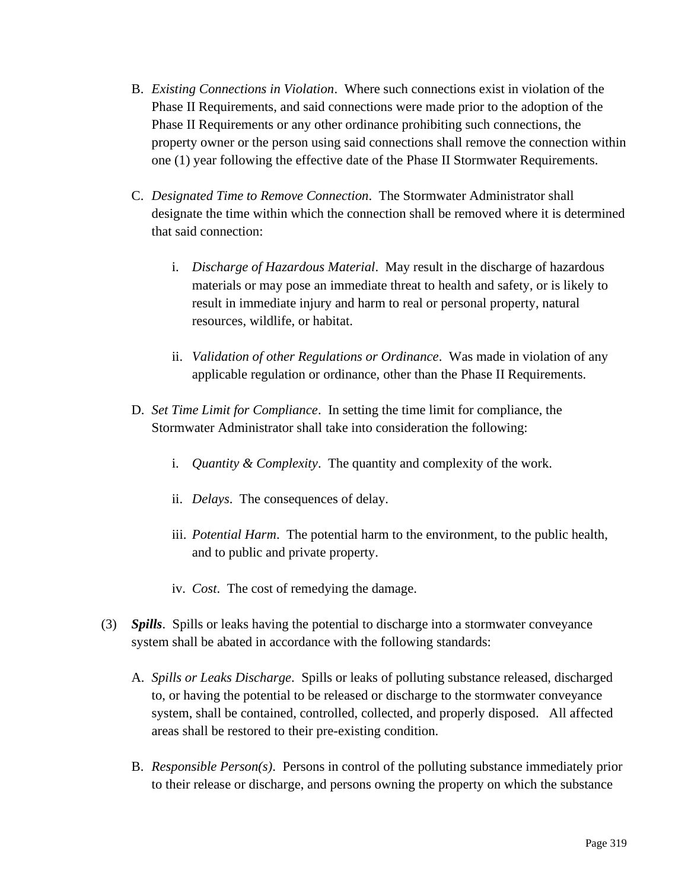B. *Existing Connections in Violation*. Where such connections exist in violation of the Phase II Requirements, and said connections were made prior to the adoption of the Phase II Requirements or any other ordinance prohibiting such connections, the property owner or the person using said connections shall remove the connection within one (1) year following the effective date of the Phase II Stormwater Requirements.

C. *Designated Time to Remove Connection*. The Stormwater Administrator shall designate the time within which the connection shall be removed where it is determined that said connection:

   i. *Discharge of Hazardous Material*. May result in the discharge of hazardous materials or may pose an immediate threat to health and safety, or is likely to result in immediate injury and harm to real or personal property, natural resources, wildlife, or habitat.

   ii. *Validation of other Regulations or Ordinance*. Was made in violation of any applicable regulation or ordinance, other than the Phase II Requirements.

D. *Set Time Limit for Compliance*. In setting the time limit for compliance, the Stormwater Administrator shall take into consideration the following:

   i. *Quantity & Complexity*. The quantity and complexity of the work.

   ii. *Delays*. The consequences of delay.

   iii. *Potential Harm*. The potential harm to the environment, to the public health, and to public and private property.

   iv. *Cost*. The cost of remedying the damage.

(3) ***Spills***. Spills or leaks having the potential to discharge into a stormwater conveyance system shall be abated in accordance with the following standards:

A. *Spills or Leaks Discharge*. Spills or leaks of polluting substance released, discharged to, or having the potential to be released or discharge to the stormwater conveyance system, shall be contained, controlled, collected, and properly disposed. All affected areas shall be restored to their pre-existing condition.

B. *Responsible Person(s)*. Persons in control of the polluting substance immediately prior to their release or discharge, and persons owning the property on which the substance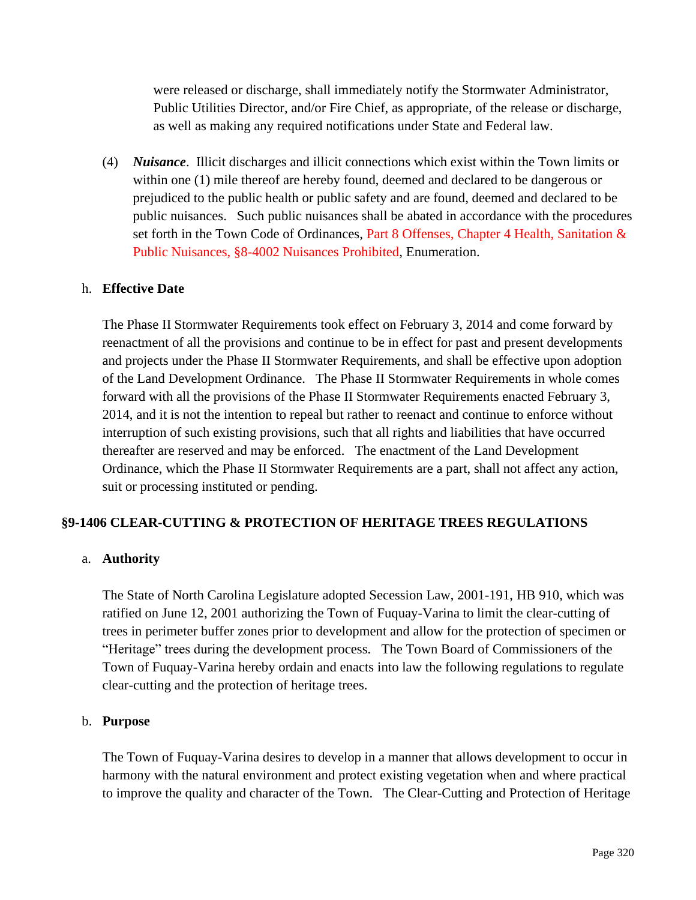were released or discharge, shall immediately notify the Stormwater Administrator, Public Utilities Director, and/or Fire Chief, as appropriate, of the release or discharge, as well as making any required notifications under State and Federal law.

(4) ***Nuisance***. Illicit discharges and illicit connections which exist within the Town limits or within one (1) mile thereof are hereby found, deemed and declared to be dangerous or prejudiced to the public health or public safety and are found, deemed and declared to be public nuisances. Such public nuisances shall be abated in accordance with the procedures set forth in the Town Code of Ordinances, Part 8 Offenses, Chapter 4 Health, Sanitation & Public Nuisances, §8-4002 Nuisances Prohibited, Enumeration.

h. **Effective Date**

The Phase II Stormwater Requirements took effect on February 3, 2014 and come forward by reenactment of all the provisions and continue to be in effect for past and present developments and projects under the Phase II Stormwater Requirements, and shall be effective upon adoption of the Land Development Ordinance. The Phase II Stormwater Requirements in whole comes forward with all the provisions of the Phase II Stormwater Requirements enacted February 3, 2014, and it is not the intention to repeal but rather to reenact and continue to enforce without interruption of such existing provisions, such that all rights and liabilities that have occurred thereafter are reserved and may be enforced. The enactment of the Land Development Ordinance, which the Phase II Stormwater Requirements are a part, shall not affect any action, suit or processing instituted or pending.

## §9-1406 CLEAR-CUTTING & PROTECTION OF HERITAGE TREES REGULATIONS

a. **Authority**

The State of North Carolina Legislature adopted Secession Law, 2001-191, HB 910, which was ratified on June 12, 2001 authorizing the Town of Fuquay-Varina to limit the clear-cutting of trees in perimeter buffer zones prior to development and allow for the protection of specimen or "Heritage" trees during the development process. The Town Board of Commissioners of the Town of Fuquay-Varina hereby ordain and enacts into law the following regulations to regulate clear-cutting and the protection of heritage trees.

b. **Purpose**

The Town of Fuquay-Varina desires to develop in a manner that allows development to occur in harmony with the natural environment and protect existing vegetation when and where practical to improve the quality and character of the Town. The Clear-Cutting and Protection of Heritage